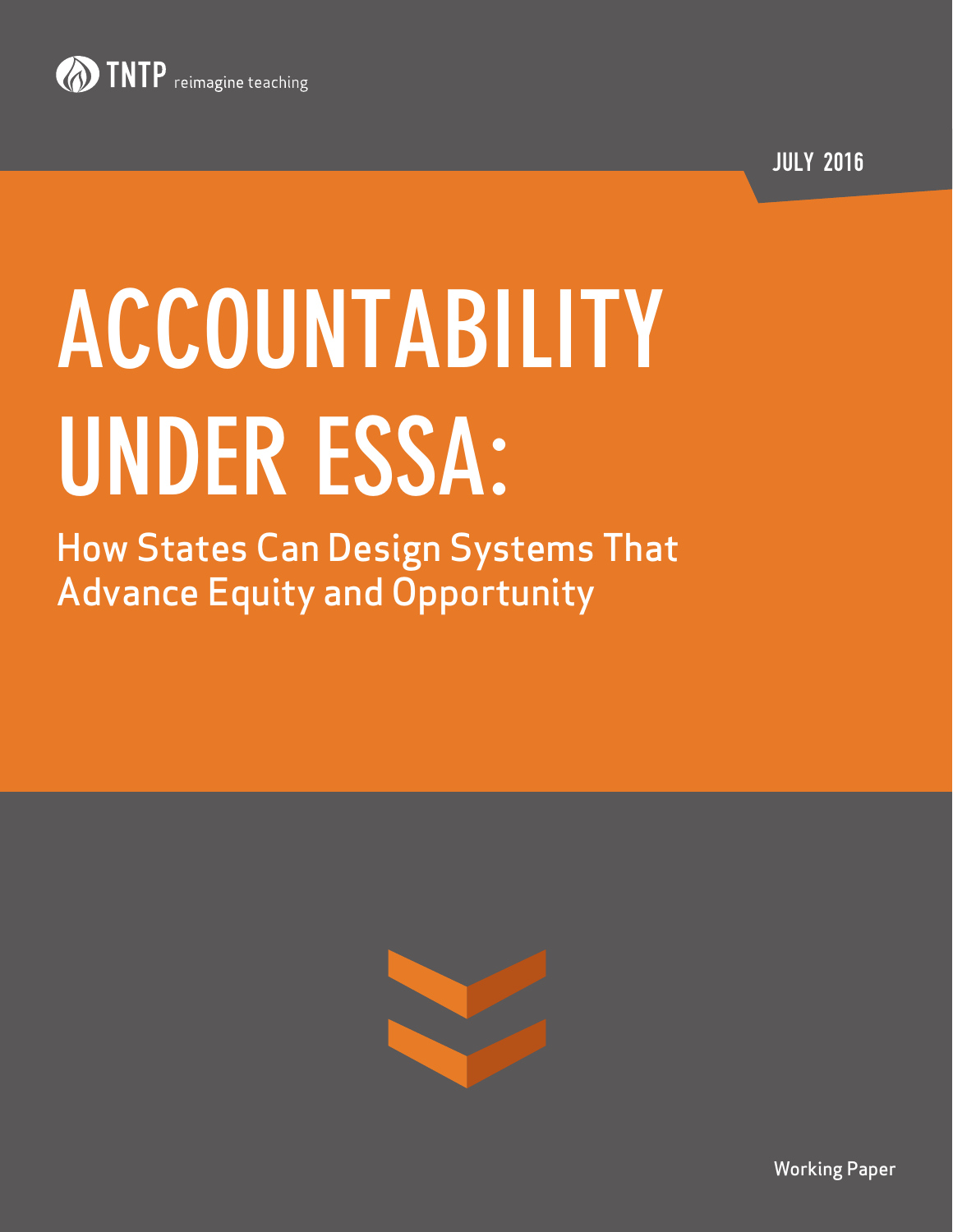TNTP reimagine teaching

JULY 2016

# ACCOUNTABILITY UNDER ESSA:

## How States Can Design Systems That Advance Equity and Opportunity

Working Paper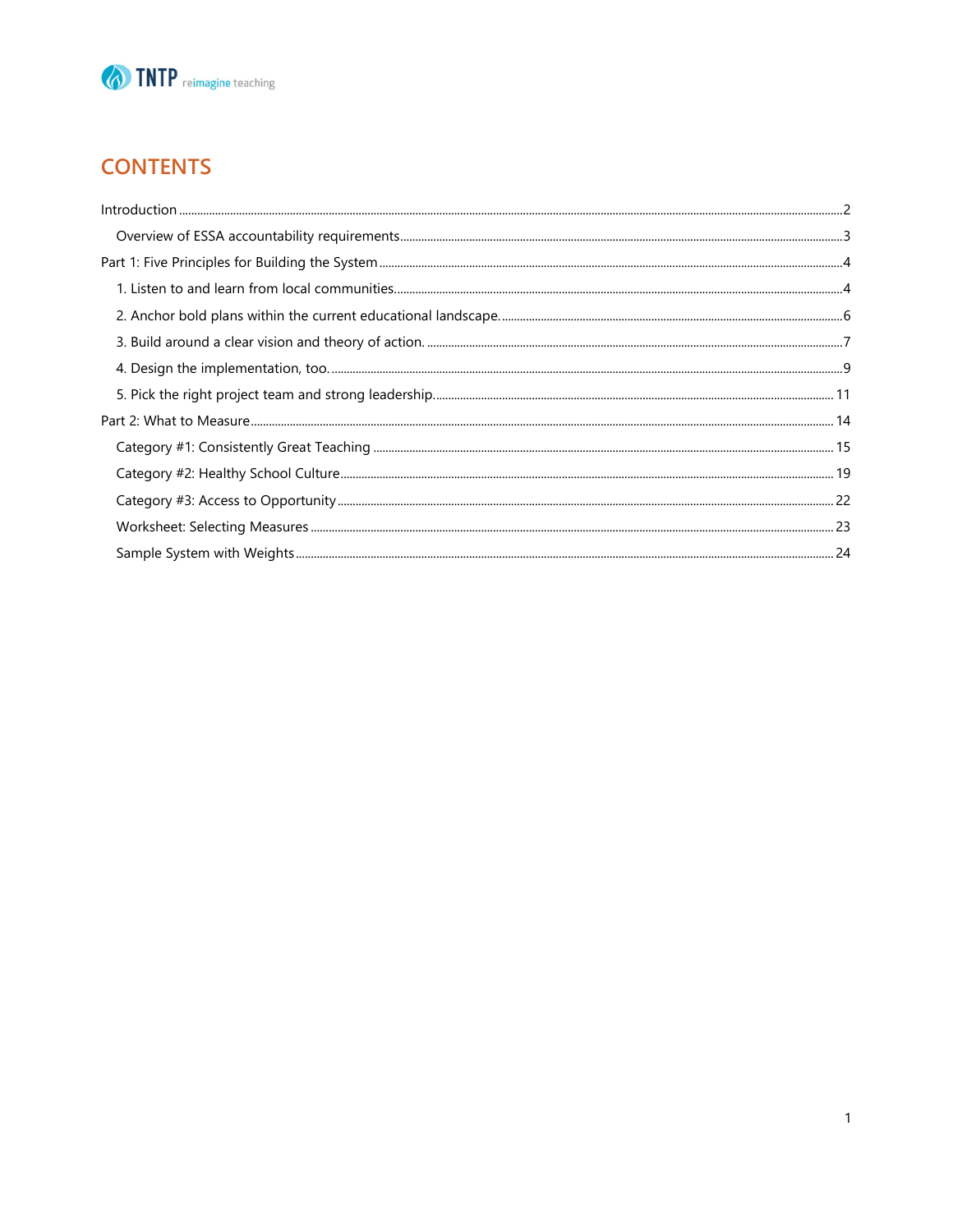# CONTENTS

- Introduction ....... 2
  - Overview of ESSA accountability requirements ....... 3
- Part 1: Five Principles for Building the System ....... 4
  - 1. Listen to and learn from local communities. ....... 4
  - 2. Anchor bold plans within the current educational landscape. ....... 6
  - 3. Build around a clear vision and theory of action. ....... 7
  - 4. Design the implementation, too. ....... 9
  - 5. Pick the right project team and strong leadership. ....... 11
- Part 2: What to Measure ....... 14
  - Category #1: Consistently Great Teaching ....... 15
  - Category #2: Healthy School Culture ....... 19
  - Category #3: Access to Opportunity ....... 22
  - Worksheet: Selecting Measures ....... 23
  - Sample System with Weights ....... 24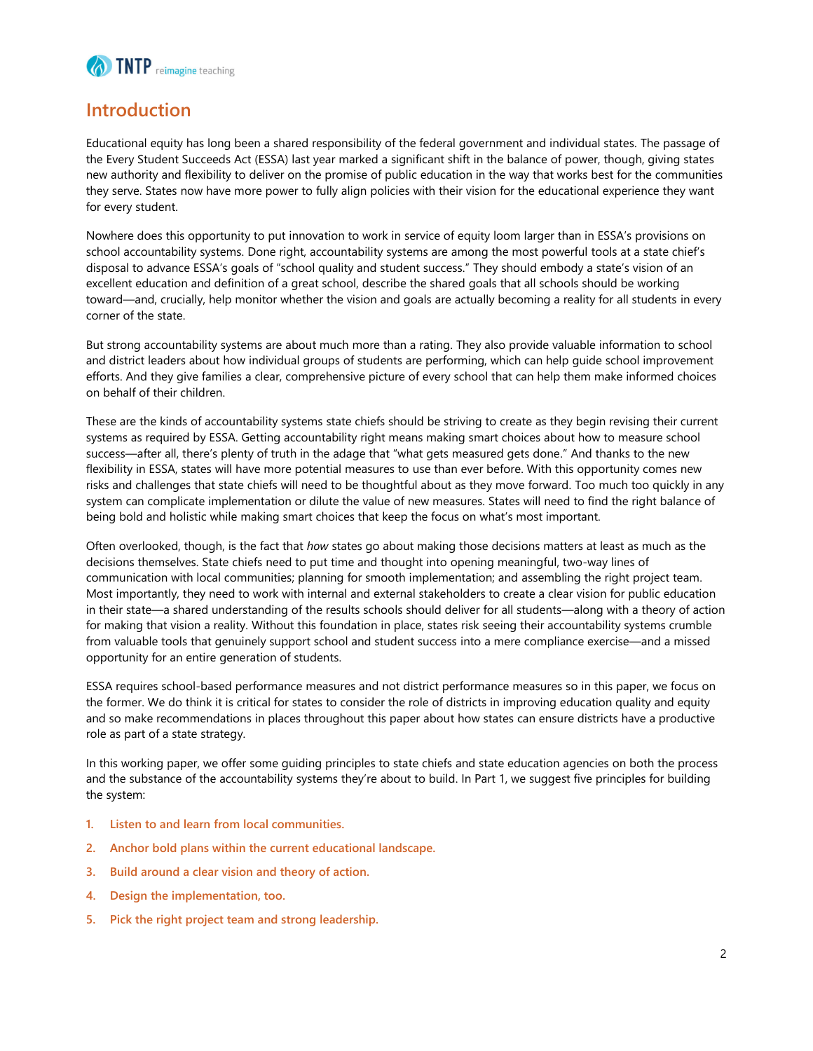## Introduction

Educational equity has long been a shared responsibility of the federal government and individual states. The passage of the Every Student Succeeds Act (ESSA) last year marked a significant shift in the balance of power, though, giving states new authority and flexibility to deliver on the promise of public education in the way that works best for the communities they serve. States now have more power to fully align policies with their vision for the educational experience they want for every student.

Nowhere does this opportunity to put innovation to work in service of equity loom larger than in ESSA's provisions on school accountability systems. Done right, accountability systems are among the most powerful tools at a state chief's disposal to advance ESSA's goals of "school quality and student success." They should embody a state's vision of an excellent education and definition of a great school, describe the shared goals that all schools should be working toward—and, crucially, help monitor whether the vision and goals are actually becoming a reality for all students in every corner of the state.

But strong accountability systems are about much more than a rating. They also provide valuable information to school and district leaders about how individual groups of students are performing, which can help guide school improvement efforts. And they give families a clear, comprehensive picture of every school that can help them make informed choices on behalf of their children.

These are the kinds of accountability systems state chiefs should be striving to create as they begin revising their current systems as required by ESSA. Getting accountability right means making smart choices about how to measure school success—after all, there's plenty of truth in the adage that "what gets measured gets done." And thanks to the new flexibility in ESSA, states will have more potential measures to use than ever before. With this opportunity comes new risks and challenges that state chiefs will need to be thoughtful about as they move forward. Too much too quickly in any system can complicate implementation or dilute the value of new measures. States will need to find the right balance of being bold and holistic while making smart choices that keep the focus on what's most important.

Often overlooked, though, is the fact that *how* states go about making those decisions matters at least as much as the decisions themselves. State chiefs need to put time and thought into opening meaningful, two-way lines of communication with local communities; planning for smooth implementation; and assembling the right project team. Most importantly, they need to work with internal and external stakeholders to create a clear vision for public education in their state—a shared understanding of the results schools should deliver for all students—along with a theory of action for making that vision a reality. Without this foundation in place, states risk seeing their accountability systems crumble from valuable tools that genuinely support school and student success into a mere compliance exercise—and a missed opportunity for an entire generation of students.

ESSA requires school-based performance measures and not district performance measures so in this paper, we focus on the former. We do think it is critical for states to consider the role of districts in improving education quality and equity and so make recommendations in places throughout this paper about how states can ensure districts have a productive role as part of a state strategy.

In this working paper, we offer some guiding principles to state chiefs and state education agencies on both the process and the substance of the accountability systems they're about to build. In Part 1, we suggest five principles for building the system:

1. **Listen to and learn from local communities.**
2. **Anchor bold plans within the current educational landscape.**
3. **Build around a clear vision and theory of action.**
4. **Design the implementation, too.**
5. **Pick the right project team and strong leadership.**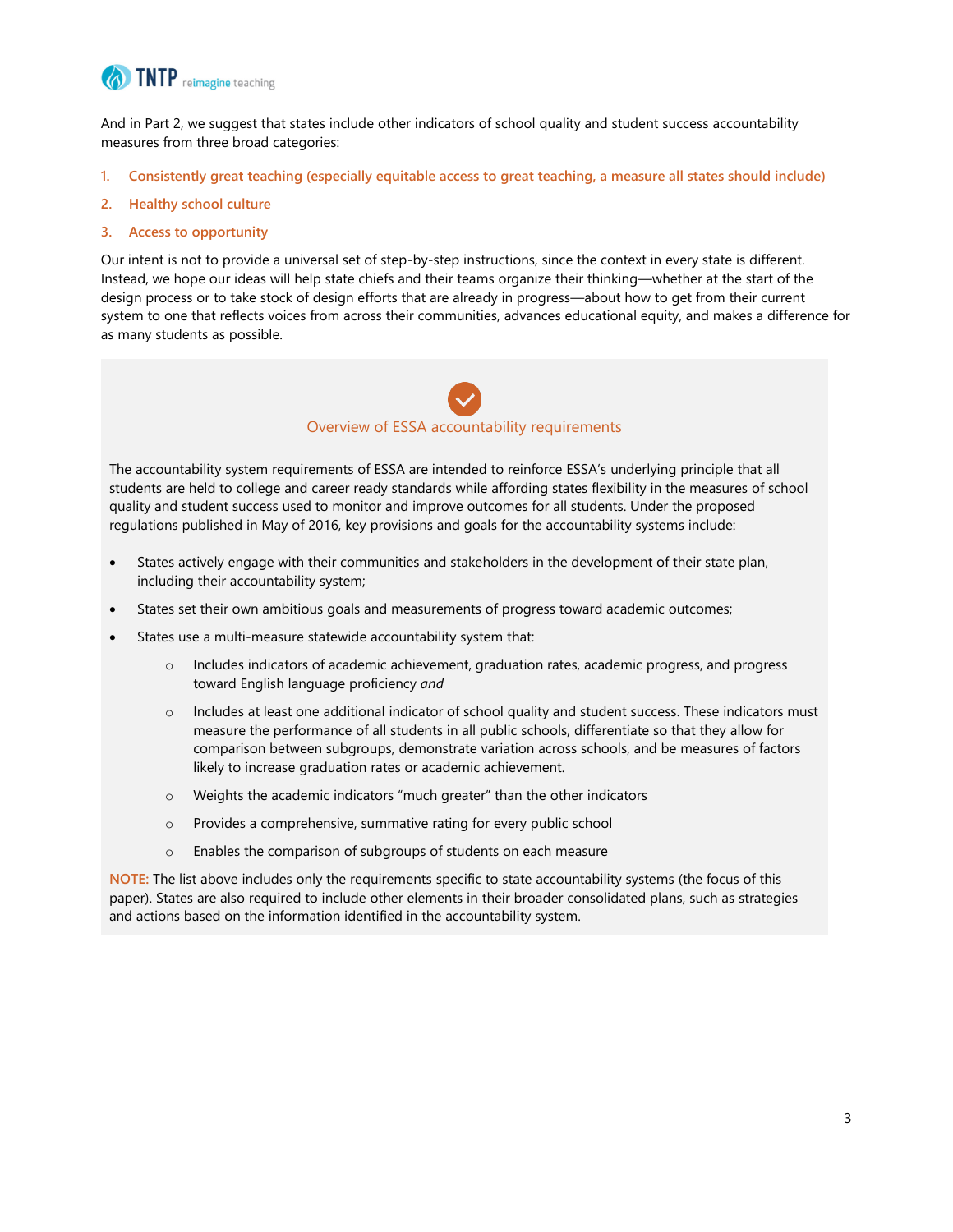And in Part 2, we suggest that states include other indicators of school quality and student success accountability measures from three broad categories:

1. **Consistently great teaching (especially equitable access to great teaching, a measure all states should include)**
2. **Healthy school culture**
3. **Access to opportunity**

Our intent is not to provide a universal set of step-by-step instructions, since the context in every state is different. Instead, we hope our ideas will help state chiefs and their teams organize their thinking—whether at the start of the design process or to take stock of design efforts that are already in progress—about how to get from their current system to one that reflects voices from across their communities, advances educational equity, and makes a difference for as many students as possible.

### Overview of ESSA accountability requirements

The accountability system requirements of ESSA are intended to reinforce ESSA's underlying principle that all students are held to college and career ready standards while affording states flexibility in the measures of school quality and student success used to monitor and improve outcomes for all students. Under the proposed regulations published in May of 2016, key provisions and goals for the accountability systems include:

- States actively engage with their communities and stakeholders in the development of their state plan, including their accountability system;
- States set their own ambitious goals and measurements of progress toward academic outcomes;
- States use a multi-measure statewide accountability system that:
  - Includes indicators of academic achievement, graduation rates, academic progress, and progress toward English language proficiency *and*
  - Includes at least one additional indicator of school quality and student success. These indicators must measure the performance of all students in all public schools, differentiate so that they allow for comparison between subgroups, demonstrate variation across schools, and be measures of factors likely to increase graduation rates or academic achievement.
  - Weights the academic indicators "much greater" than the other indicators
  - Provides a comprehensive, summative rating for every public school
  - Enables the comparison of subgroups of students on each measure

**NOTE:** The list above includes only the requirements specific to state accountability systems (the focus of this paper). States are also required to include other elements in their broader consolidated plans, such as strategies and actions based on the information identified in the accountability system.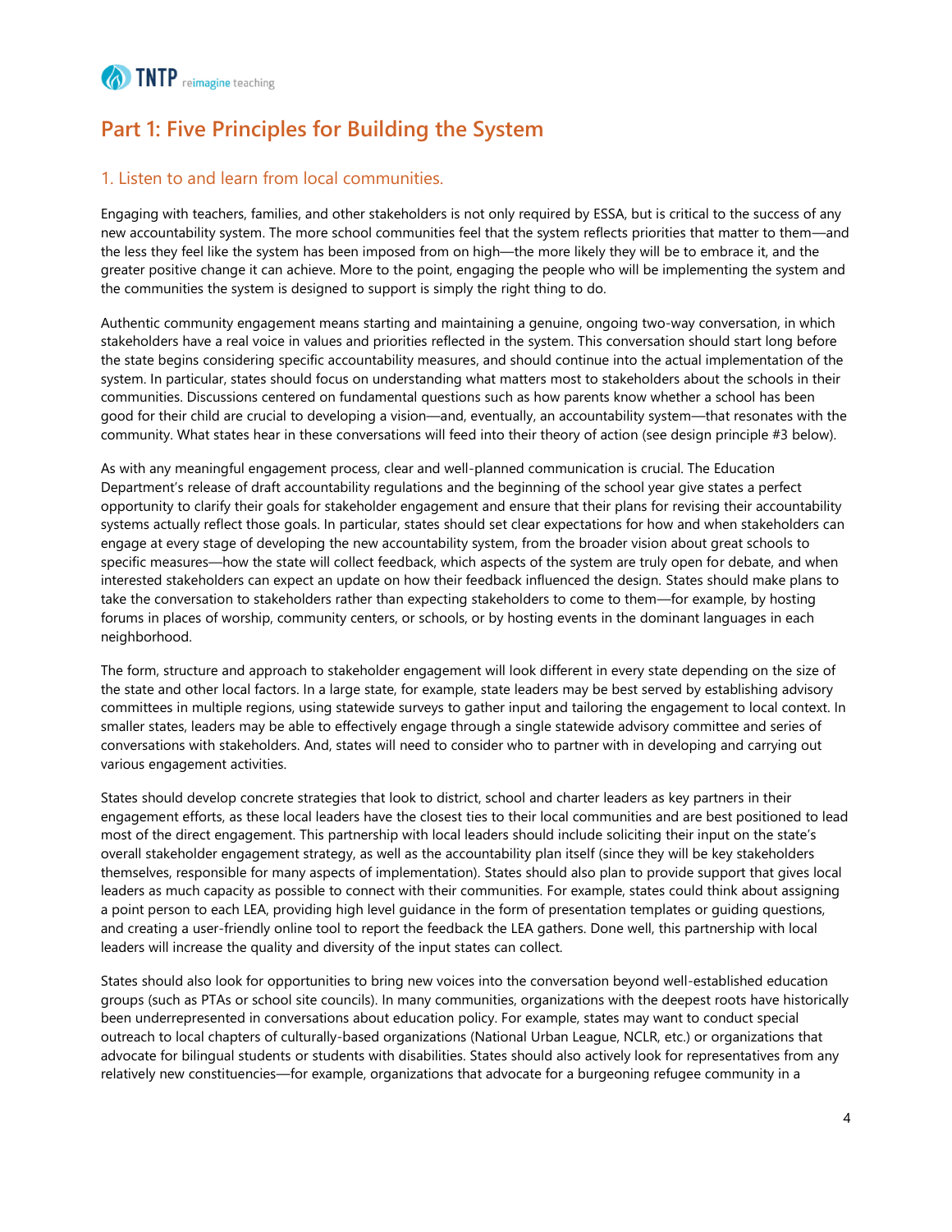## Part 1: Five Principles for Building the System

### 1. Listen to and learn from local communities.

Engaging with teachers, families, and other stakeholders is not only required by ESSA, but is critical to the success of any new accountability system. The more school communities feel that the system reflects priorities that matter to them—and the less they feel like the system has been imposed from on high—the more likely they will be to embrace it, and the greater positive change it can achieve. More to the point, engaging the people who will be implementing the system and the communities the system is designed to support is simply the right thing to do.

Authentic community engagement means starting and maintaining a genuine, ongoing two-way conversation, in which stakeholders have a real voice in values and priorities reflected in the system. This conversation should start long before the state begins considering specific accountability measures, and should continue into the actual implementation of the system. In particular, states should focus on understanding what matters most to stakeholders about the schools in their communities. Discussions centered on fundamental questions such as how parents know whether a school has been good for their child are crucial to developing a vision—and, eventually, an accountability system—that resonates with the community. What states hear in these conversations will feed into their theory of action (see design principle #3 below).

As with any meaningful engagement process, clear and well-planned communication is crucial. The Education Department's release of draft accountability regulations and the beginning of the school year give states a perfect opportunity to clarify their goals for stakeholder engagement and ensure that their plans for revising their accountability systems actually reflect those goals. In particular, states should set clear expectations for how and when stakeholders can engage at every stage of developing the new accountability system, from the broader vision about great schools to specific measures—how the state will collect feedback, which aspects of the system are truly open for debate, and when interested stakeholders can expect an update on how their feedback influenced the design. States should make plans to take the conversation to stakeholders rather than expecting stakeholders to come to them—for example, by hosting forums in places of worship, community centers, or schools, or by hosting events in the dominant languages in each neighborhood.

The form, structure and approach to stakeholder engagement will look different in every state depending on the size of the state and other local factors. In a large state, for example, state leaders may be best served by establishing advisory committees in multiple regions, using statewide surveys to gather input and tailoring the engagement to local context. In smaller states, leaders may be able to effectively engage through a single statewide advisory committee and series of conversations with stakeholders. And, states will need to consider who to partner with in developing and carrying out various engagement activities.

States should develop concrete strategies that look to district, school and charter leaders as key partners in their engagement efforts, as these local leaders have the closest ties to their local communities and are best positioned to lead most of the direct engagement. This partnership with local leaders should include soliciting their input on the state's overall stakeholder engagement strategy, as well as the accountability plan itself (since they will be key stakeholders themselves, responsible for many aspects of implementation). States should also plan to provide support that gives local leaders as much capacity as possible to connect with their communities. For example, states could think about assigning a point person to each LEA, providing high level guidance in the form of presentation templates or guiding questions, and creating a user-friendly online tool to report the feedback the LEA gathers. Done well, this partnership with local leaders will increase the quality and diversity of the input states can collect.

States should also look for opportunities to bring new voices into the conversation beyond well-established education groups (such as PTAs or school site councils). In many communities, organizations with the deepest roots have historically been underrepresented in conversations about education policy. For example, states may want to conduct special outreach to local chapters of culturally-based organizations (National Urban League, NCLR, etc.) or organizations that advocate for bilingual students or students with disabilities. States should also actively look for representatives from any relatively new constituencies—for example, organizations that advocate for a burgeoning refugee community in a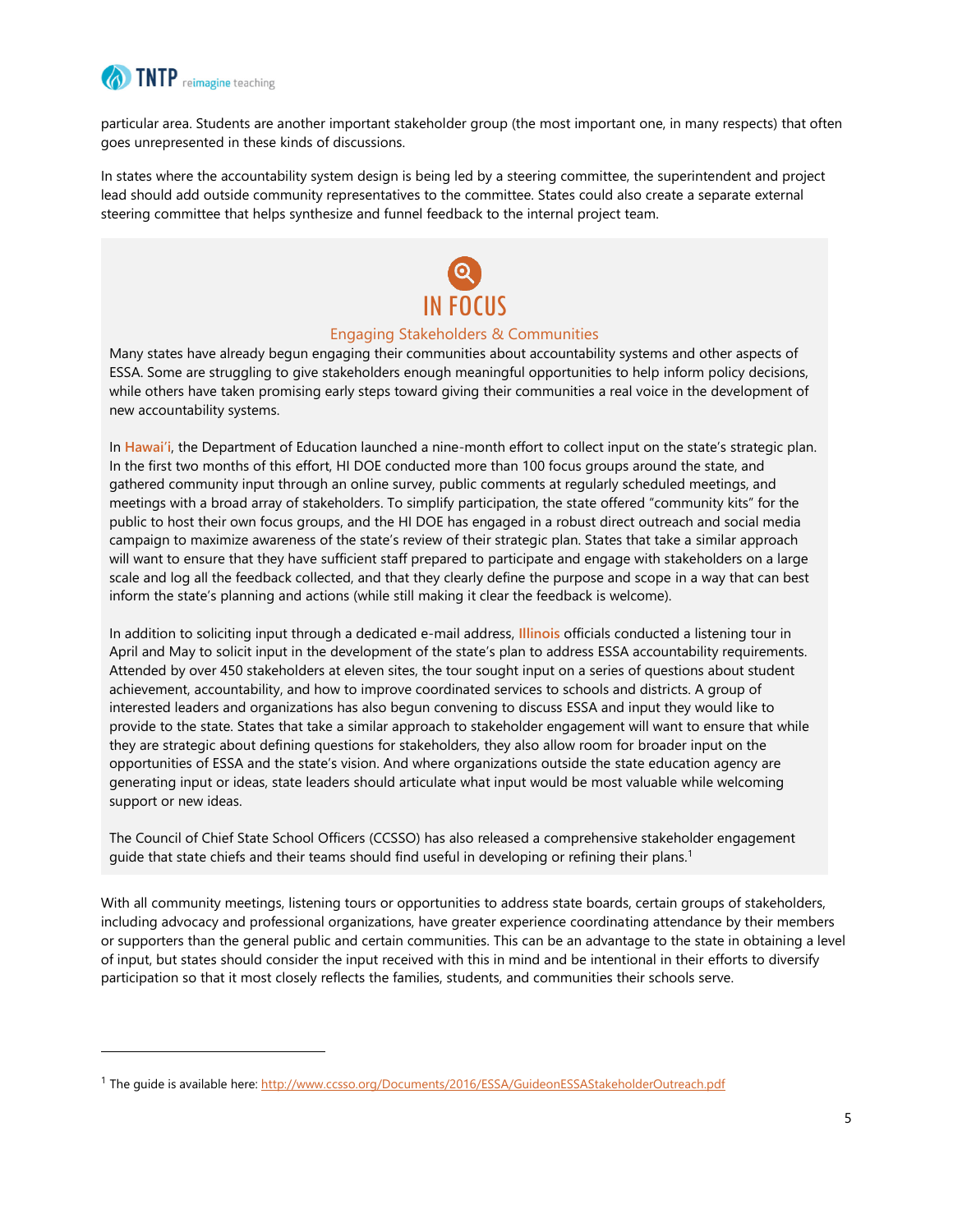particular area. Students are another important stakeholder group (the most important one, in many respects) that often goes unrepresented in these kinds of discussions.

In states where the accountability system design is being led by a steering committee, the superintendent and project lead should add outside community representatives to the committee. States could also create a separate external steering committee that helps synthesize and funnel feedback to the internal project team.

## IN FOCUS

### Engaging Stakeholders & Communities

Many states have already begun engaging their communities about accountability systems and other aspects of ESSA. Some are struggling to give stakeholders enough meaningful opportunities to help inform policy decisions, while others have taken promising early steps toward giving their communities a real voice in the development of new accountability systems.

In **Hawai'i**, the Department of Education launched a nine-month effort to collect input on the state's strategic plan. In the first two months of this effort, HI DOE conducted more than 100 focus groups around the state, and gathered community input through an online survey, public comments at regularly scheduled meetings, and meetings with a broad array of stakeholders. To simplify participation, the state offered "community kits" for the public to host their own focus groups, and the HI DOE has engaged in a robust direct outreach and social media campaign to maximize awareness of the state's review of their strategic plan. States that take a similar approach will want to ensure that they have sufficient staff prepared to participate and engage with stakeholders on a large scale and log all the feedback collected, and that they clearly define the purpose and scope in a way that can best inform the state's planning and actions (while still making it clear the feedback is welcome).

In addition to soliciting input through a dedicated e-mail address, **Illinois** officials conducted a listening tour in April and May to solicit input in the development of the state's plan to address ESSA accountability requirements. Attended by over 450 stakeholders at eleven sites, the tour sought input on a series of questions about student achievement, accountability, and how to improve coordinated services to schools and districts. A group of interested leaders and organizations has also begun convening to discuss ESSA and input they would like to provide to the state. States that take a similar approach to stakeholder engagement will want to ensure that while they are strategic about defining questions for stakeholders, they also allow room for broader input on the opportunities of ESSA and the state's vision. And where organizations outside the state education agency are generating input or ideas, state leaders should articulate what input would be most valuable while welcoming support or new ideas.

The Council of Chief State School Officers (CCSSO) has also released a comprehensive stakeholder engagement guide that state chiefs and their teams should find useful in developing or refining their plans.[1]

With all community meetings, listening tours or opportunities to address state boards, certain groups of stakeholders, including advocacy and professional organizations, have greater experience coordinating attendance by their members or supporters than the general public and certain communities. This can be an advantage to the state in obtaining a level of input, but states should consider the input received with this in mind and be intentional in their efforts to diversify participation so that it most closely reflects the families, students, and communities their schools serve.

---

[1] The guide is available here: http://www.ccsso.org/Documents/2016/ESSA/GuideonESSAStakeholderOutreach.pdf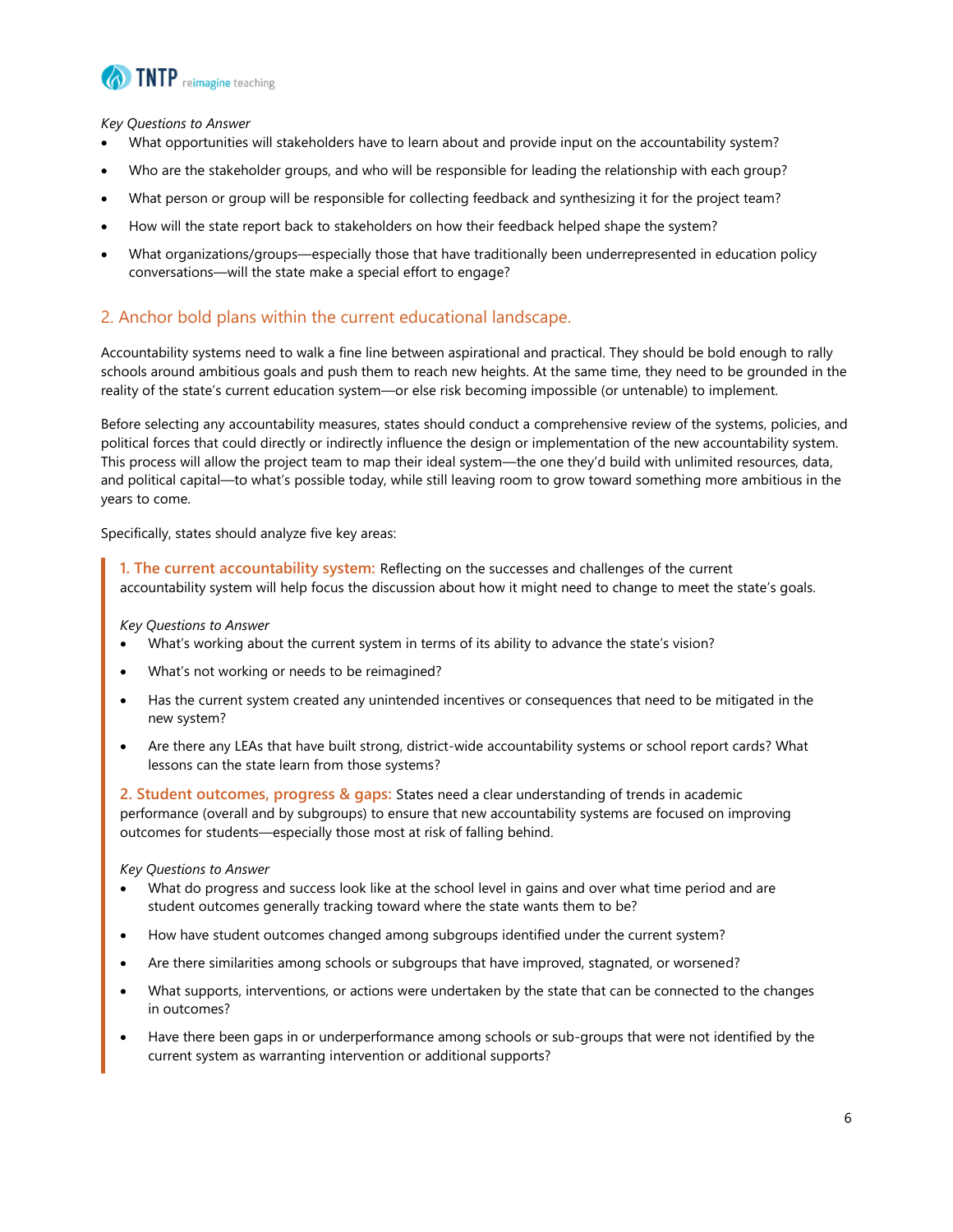*Key Questions to Answer*

- What opportunities will stakeholders have to learn about and provide input on the accountability system?
- Who are the stakeholder groups, and who will be responsible for leading the relationship with each group?
- What person or group will be responsible for collecting feedback and synthesizing it for the project team?
- How will the state report back to stakeholders on how their feedback helped shape the system?
- What organizations/groups—especially those that have traditionally been underrepresented in education policy conversations—will the state make a special effort to engage?

## 2. Anchor bold plans within the current educational landscape.

Accountability systems need to walk a fine line between aspirational and practical. They should be bold enough to rally schools around ambitious goals and push them to reach new heights. At the same time, they need to be grounded in the reality of the state's current education system—or else risk becoming impossible (or untenable) to implement.

Before selecting any accountability measures, states should conduct a comprehensive review of the systems, policies, and political forces that could directly or indirectly influence the design or implementation of the new accountability system. This process will allow the project team to map their ideal system—the one they'd build with unlimited resources, data, and political capital—to what's possible today, while still leaving room to grow toward something more ambitious in the years to come.

Specifically, states should analyze five key areas:

**1. The current accountability system:** Reflecting on the successes and challenges of the current accountability system will help focus the discussion about how it might need to change to meet the state's goals.

*Key Questions to Answer*

- What's working about the current system in terms of its ability to advance the state's vision?
- What's not working or needs to be reimagined?
- Has the current system created any unintended incentives or consequences that need to be mitigated in the new system?
- Are there any LEAs that have built strong, district-wide accountability systems or school report cards? What lessons can the state learn from those systems?

**2. Student outcomes, progress & gaps:** States need a clear understanding of trends in academic performance (overall and by subgroups) to ensure that new accountability systems are focused on improving outcomes for students—especially those most at risk of falling behind.

*Key Questions to Answer*

- What do progress and success look like at the school level in gains and over what time period and are student outcomes generally tracking toward where the state wants them to be?
- How have student outcomes changed among subgroups identified under the current system?
- Are there similarities among schools or subgroups that have improved, stagnated, or worsened?
- What supports, interventions, or actions were undertaken by the state that can be connected to the changes in outcomes?
- Have there been gaps in or underperformance among schools or sub-groups that were not identified by the current system as warranting intervention or additional supports?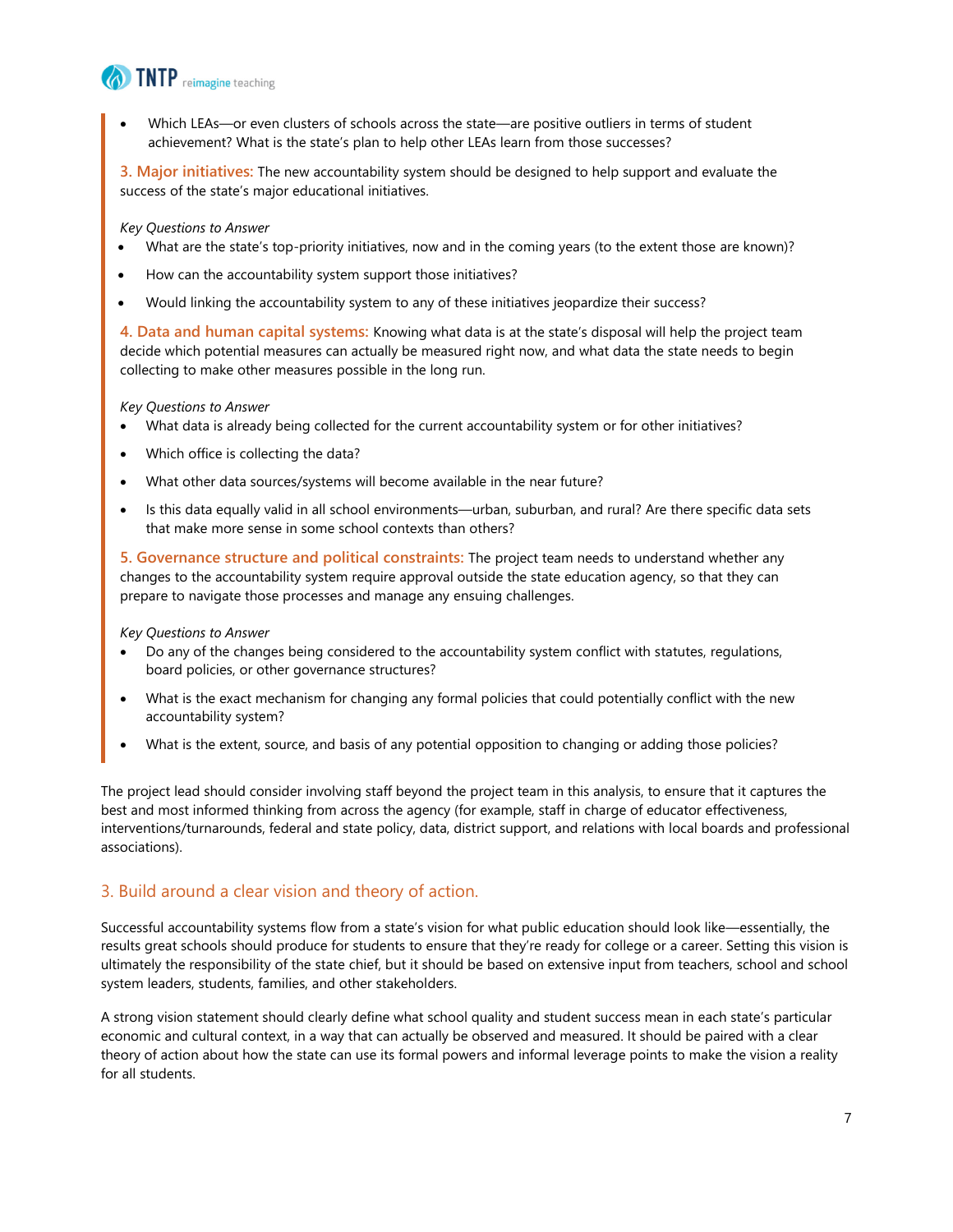- Which LEAs—or even clusters of schools across the state—are positive outliers in terms of student achievement? What is the state's plan to help other LEAs learn from those successes?

**3. Major initiatives:** The new accountability system should be designed to help support and evaluate the success of the state's major educational initiatives.

*Key Questions to Answer*

- What are the state's top-priority initiatives, now and in the coming years (to the extent those are known)?
- How can the accountability system support those initiatives?
- Would linking the accountability system to any of these initiatives jeopardize their success?

**4. Data and human capital systems:** Knowing what data is at the state's disposal will help the project team decide which potential measures can actually be measured right now, and what data the state needs to begin collecting to make other measures possible in the long run.

*Key Questions to Answer*

- What data is already being collected for the current accountability system or for other initiatives?
- Which office is collecting the data?
- What other data sources/systems will become available in the near future?
- Is this data equally valid in all school environments—urban, suburban, and rural? Are there specific data sets that make more sense in some school contexts than others?

**5. Governance structure and political constraints:** The project team needs to understand whether any changes to the accountability system require approval outside the state education agency, so that they can prepare to navigate those processes and manage any ensuing challenges.

*Key Questions to Answer*

- Do any of the changes being considered to the accountability system conflict with statutes, regulations, board policies, or other governance structures?
- What is the exact mechanism for changing any formal policies that could potentially conflict with the new accountability system?
- What is the extent, source, and basis of any potential opposition to changing or adding those policies?

The project lead should consider involving staff beyond the project team in this analysis, to ensure that it captures the best and most informed thinking from across the agency (for example, staff in charge of educator effectiveness, interventions/turnarounds, federal and state policy, data, district support, and relations with local boards and professional associations).

## 3. Build around a clear vision and theory of action.

Successful accountability systems flow from a state's vision for what public education should look like—essentially, the results great schools should produce for students to ensure that they're ready for college or a career. Setting this vision is ultimately the responsibility of the state chief, but it should be based on extensive input from teachers, school and school system leaders, students, families, and other stakeholders.

A strong vision statement should clearly define what school quality and student success mean in each state's particular economic and cultural context, in a way that can actually be observed and measured. It should be paired with a clear theory of action about how the state can use its formal powers and informal leverage points to make the vision a reality for all students.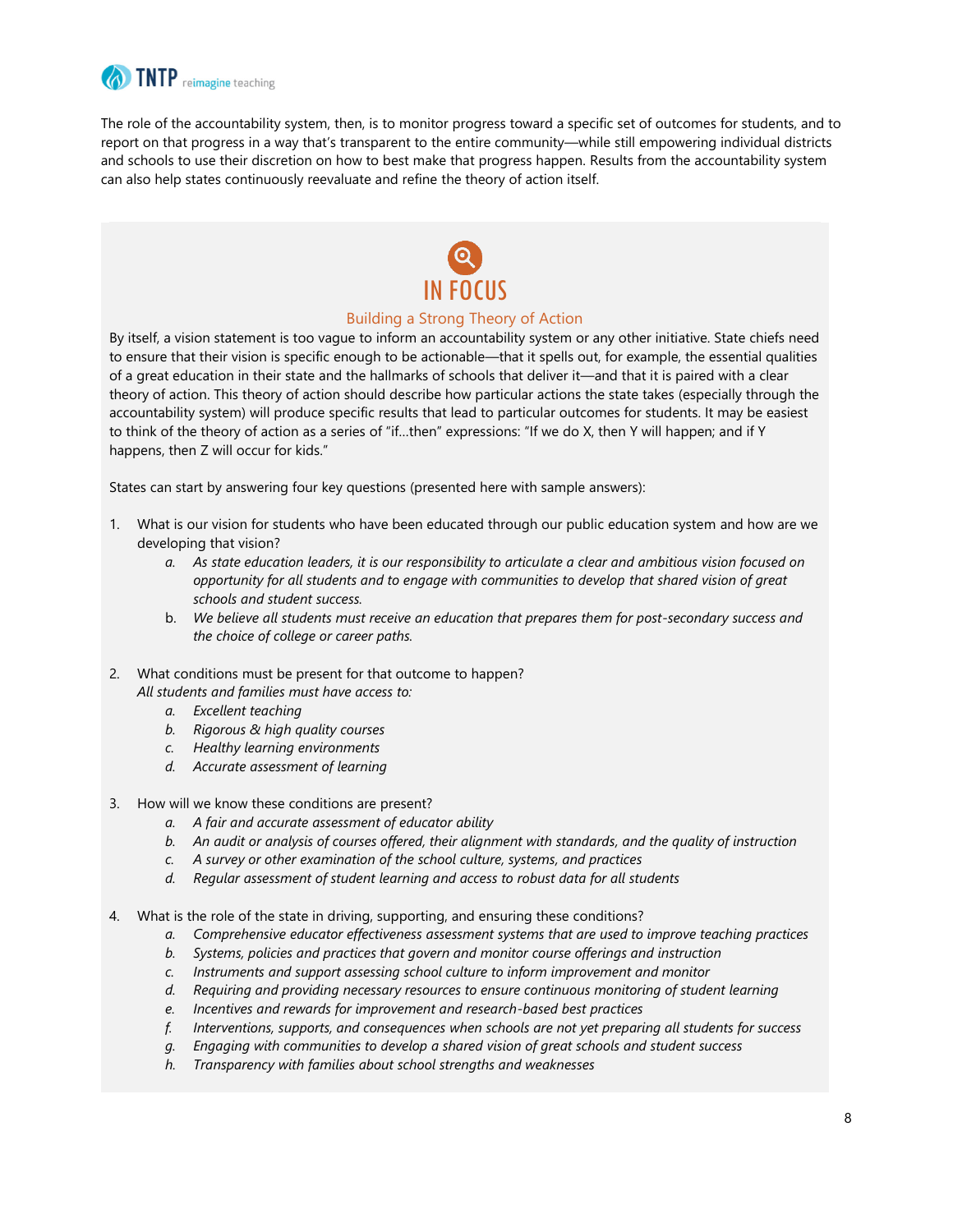The role of the accountability system, then, is to monitor progress toward a specific set of outcomes for students, and to report on that progress in a way that's transparent to the entire community—while still empowering individual districts and schools to use their discretion on how to best make that progress happen. Results from the accountability system can also help states continuously reevaluate and refine the theory of action itself.

## IN FOCUS

### Building a Strong Theory of Action

By itself, a vision statement is too vague to inform an accountability system or any other initiative. State chiefs need to ensure that their vision is specific enough to be actionable—that it spells out, for example, the essential qualities of a great education in their state and the hallmarks of schools that deliver it—and that it is paired with a clear theory of action. This theory of action should describe how particular actions the state takes (especially through the accountability system) will produce specific results that lead to particular outcomes for students. It may be easiest to think of the theory of action as a series of "if…then" expressions: "If we do X, then Y will happen; and if Y happens, then Z will occur for kids."

States can start by answering four key questions (presented here with sample answers):

1. What is our vision for students who have been educated through our public education system and how are we developing that vision?
   a. *As state education leaders, it is our responsibility to articulate a clear and ambitious vision focused on opportunity for all students and to engage with communities to develop that shared vision of great schools and student success.*
   b. *We believe all students must receive an education that prepares them for post-secondary success and the choice of college or career paths.*

2. What conditions must be present for that outcome to happen?
   *All students and families must have access to:*
   a. *Excellent teaching*
   b. *Rigorous & high quality courses*
   c. *Healthy learning environments*
   d. *Accurate assessment of learning*

3. How will we know these conditions are present?
   a. *A fair and accurate assessment of educator ability*
   b. *An audit or analysis of courses offered, their alignment with standards, and the quality of instruction*
   c. *A survey or other examination of the school culture, systems, and practices*
   d. *Regular assessment of student learning and access to robust data for all students*

4. What is the role of the state in driving, supporting, and ensuring these conditions?
   a. *Comprehensive educator effectiveness assessment systems that are used to improve teaching practices*
   b. *Systems, policies and practices that govern and monitor course offerings and instruction*
   c. *Instruments and support assessing school culture to inform improvement and monitor*
   d. *Requiring and providing necessary resources to ensure continuous monitoring of student learning*
   e. *Incentives and rewards for improvement and research-based best practices*
   f. *Interventions, supports, and consequences when schools are not yet preparing all students for success*
   g. *Engaging with communities to develop a shared vision of great schools and student success*
   h. *Transparency with families about school strengths and weaknesses*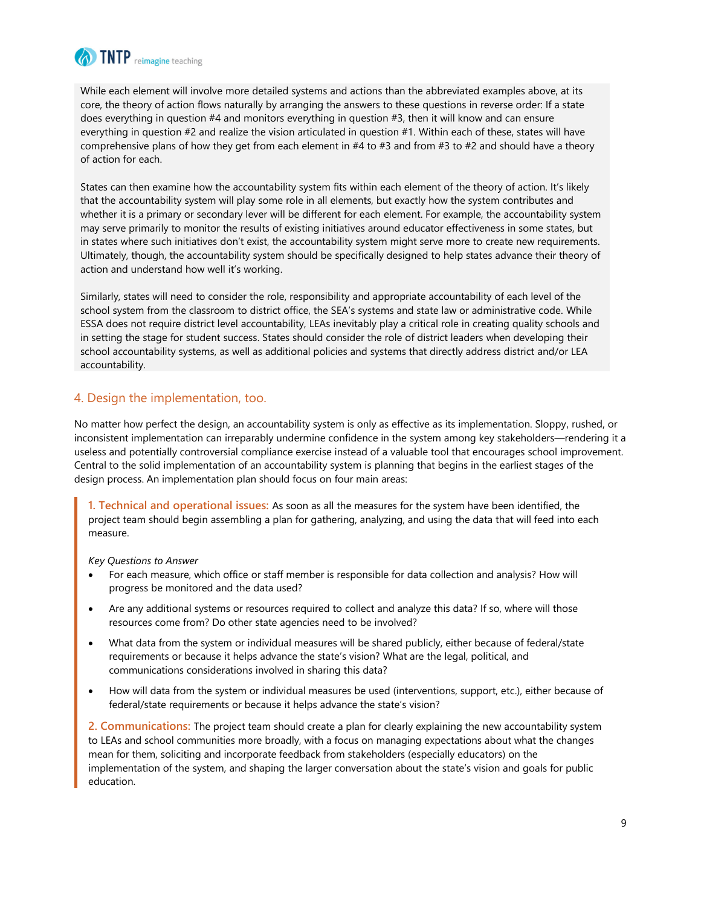While each element will involve more detailed systems and actions than the abbreviated examples above, at its core, the theory of action flows naturally by arranging the answers to these questions in reverse order: If a state does everything in question #4 and monitors everything in question #3, then it will know and can ensure everything in question #2 and realize the vision articulated in question #1. Within each of these, states will have comprehensive plans of how they get from each element in #4 to #3 and from #3 to #2 and should have a theory of action for each.

States can then examine how the accountability system fits within each element of the theory of action. It's likely that the accountability system will play some role in all elements, but exactly how the system contributes and whether it is a primary or secondary lever will be different for each element. For example, the accountability system may serve primarily to monitor the results of existing initiatives around educator effectiveness in some states, but in states where such initiatives don't exist, the accountability system might serve more to create new requirements. Ultimately, though, the accountability system should be specifically designed to help states advance their theory of action and understand how well it's working.

Similarly, states will need to consider the role, responsibility and appropriate accountability of each level of the school system from the classroom to district office, the SEA's systems and state law or administrative code. While ESSA does not require district level accountability, LEAs inevitably play a critical role in creating quality schools and in setting the stage for student success. States should consider the role of district leaders when developing their school accountability systems, as well as additional policies and systems that directly address district and/or LEA accountability.

## 4. Design the implementation, too.

No matter how perfect the design, an accountability system is only as effective as its implementation. Sloppy, rushed, or inconsistent implementation can irreparably undermine confidence in the system among key stakeholders—rendering it a useless and potentially controversial compliance exercise instead of a valuable tool that encourages school improvement. Central to the solid implementation of an accountability system is planning that begins in the earliest stages of the design process. An implementation plan should focus on four main areas:

**1. Technical and operational issues:** As soon as all the measures for the system have been identified, the project team should begin assembling a plan for gathering, analyzing, and using the data that will feed into each measure.

*Key Questions to Answer*

- For each measure, which office or staff member is responsible for data collection and analysis? How will progress be monitored and the data used?
- Are any additional systems or resources required to collect and analyze this data? If so, where will those resources come from? Do other state agencies need to be involved?
- What data from the system or individual measures will be shared publicly, either because of federal/state requirements or because it helps advance the state's vision? What are the legal, political, and communications considerations involved in sharing this data?
- How will data from the system or individual measures be used (interventions, support, etc.), either because of federal/state requirements or because it helps advance the state's vision?

**2. Communications:** The project team should create a plan for clearly explaining the new accountability system to LEAs and school communities more broadly, with a focus on managing expectations about what the changes mean for them, soliciting and incorporate feedback from stakeholders (especially educators) on the implementation of the system, and shaping the larger conversation about the state's vision and goals for public education.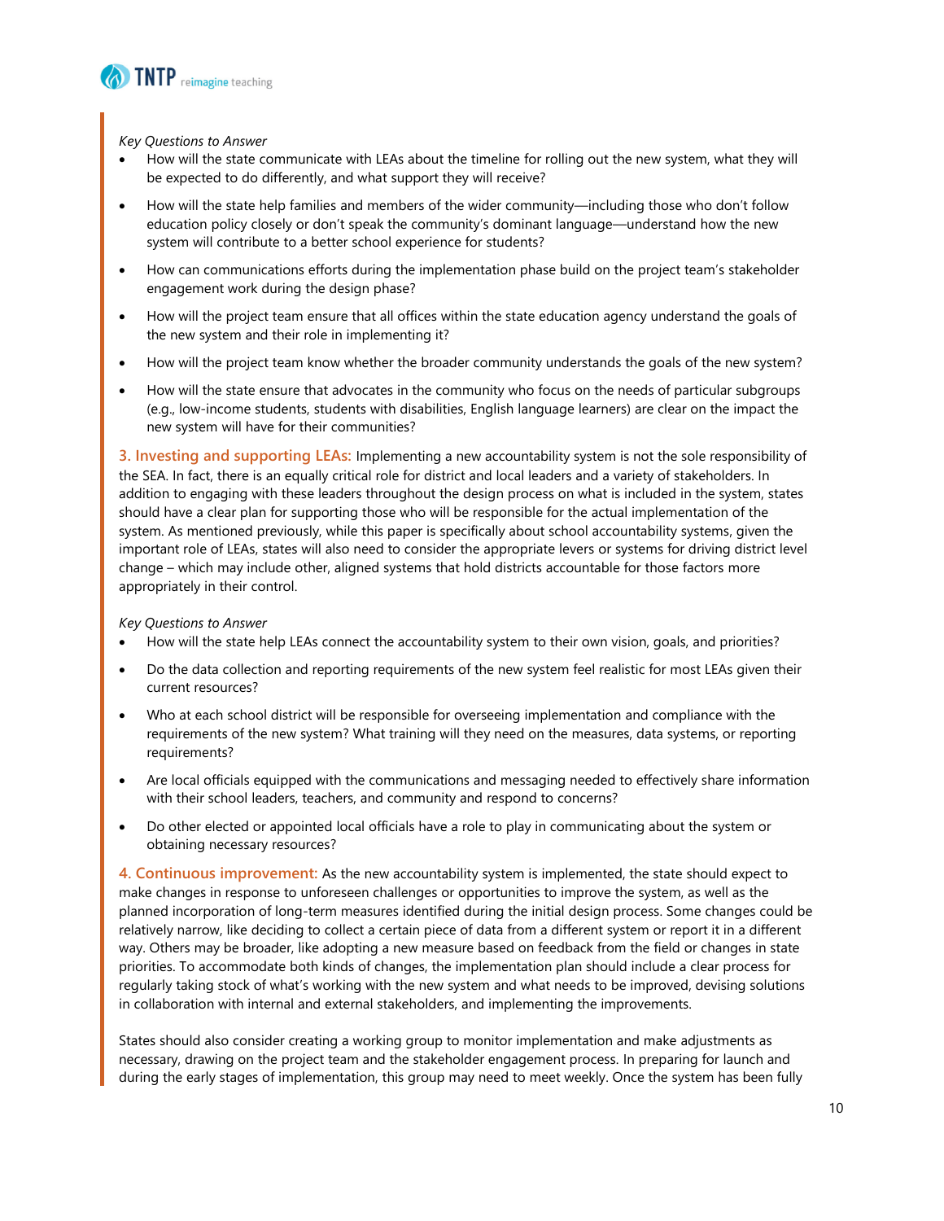*Key Questions to Answer*

- How will the state communicate with LEAs about the timeline for rolling out the new system, what they will be expected to do differently, and what support they will receive?
- How will the state help families and members of the wider community—including those who don't follow education policy closely or don't speak the community's dominant language—understand how the new system will contribute to a better school experience for students?
- How can communications efforts during the implementation phase build on the project team's stakeholder engagement work during the design phase?
- How will the project team ensure that all offices within the state education agency understand the goals of the new system and their role in implementing it?
- How will the project team know whether the broader community understands the goals of the new system?
- How will the state ensure that advocates in the community who focus on the needs of particular subgroups (e.g., low-income students, students with disabilities, English language learners) are clear on the impact the new system will have for their communities?

**3. Investing and supporting LEAs:** Implementing a new accountability system is not the sole responsibility of the SEA. In fact, there is an equally critical role for district and local leaders and a variety of stakeholders. In addition to engaging with these leaders throughout the design process on what is included in the system, states should have a clear plan for supporting those who will be responsible for the actual implementation of the system. As mentioned previously, while this paper is specifically about school accountability systems, given the important role of LEAs, states will also need to consider the appropriate levers or systems for driving district level change – which may include other, aligned systems that hold districts accountable for those factors more appropriately in their control.

*Key Questions to Answer*

- How will the state help LEAs connect the accountability system to their own vision, goals, and priorities?
- Do the data collection and reporting requirements of the new system feel realistic for most LEAs given their current resources?
- Who at each school district will be responsible for overseeing implementation and compliance with the requirements of the new system? What training will they need on the measures, data systems, or reporting requirements?
- Are local officials equipped with the communications and messaging needed to effectively share information with their school leaders, teachers, and community and respond to concerns?
- Do other elected or appointed local officials have a role to play in communicating about the system or obtaining necessary resources?

**4. Continuous improvement:** As the new accountability system is implemented, the state should expect to make changes in response to unforeseen challenges or opportunities to improve the system, as well as the planned incorporation of long-term measures identified during the initial design process. Some changes could be relatively narrow, like deciding to collect a certain piece of data from a different system or report it in a different way. Others may be broader, like adopting a new measure based on feedback from the field or changes in state priorities. To accommodate both kinds of changes, the implementation plan should include a clear process for regularly taking stock of what's working with the new system and what needs to be improved, devising solutions in collaboration with internal and external stakeholders, and implementing the improvements.

States should also consider creating a working group to monitor implementation and make adjustments as necessary, drawing on the project team and the stakeholder engagement process. In preparing for launch and during the early stages of implementation, this group may need to meet weekly. Once the system has been fully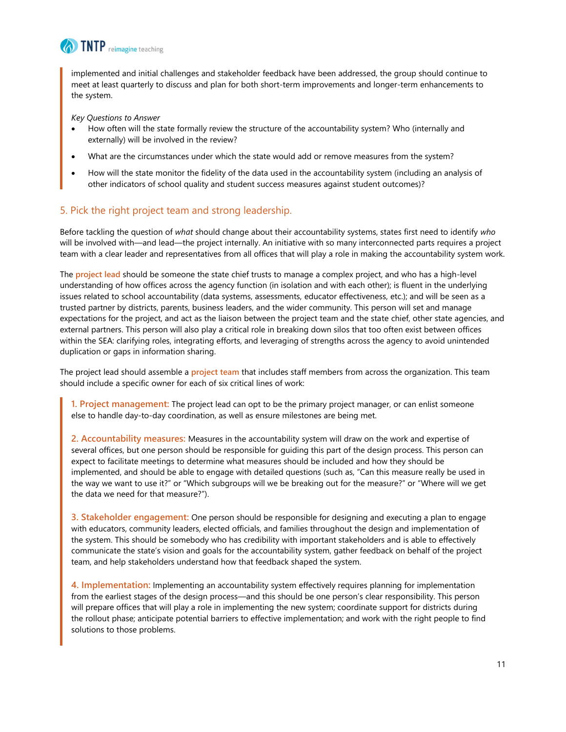implemented and initial challenges and stakeholder feedback have been addressed, the group should continue to meet at least quarterly to discuss and plan for both short-term improvements and longer-term enhancements to the system.

*Key Questions to Answer*

- How often will the state formally review the structure of the accountability system? Who (internally and externally) will be involved in the review?
- What are the circumstances under which the state would add or remove measures from the system?
- How will the state monitor the fidelity of the data used in the accountability system (including an analysis of other indicators of school quality and student success measures against student outcomes)?

## 5. Pick the right project team and strong leadership.

Before tackling the question of *what* should change about their accountability systems, states first need to identify *who* will be involved with—and lead—the project internally. An initiative with so many interconnected parts requires a project team with a clear leader and representatives from all offices that will play a role in making the accountability system work.

The **project lead** should be someone the state chief trusts to manage a complex project, and who has a high-level understanding of how offices across the agency function (in isolation and with each other); is fluent in the underlying issues related to school accountability (data systems, assessments, educator effectiveness, etc.); and will be seen as a trusted partner by districts, parents, business leaders, and the wider community. This person will set and manage expectations for the project, and act as the liaison between the project team and the state chief, other state agencies, and external partners. This person will also play a critical role in breaking down silos that too often exist between offices within the SEA: clarifying roles, integrating efforts, and leveraging of strengths across the agency to avoid unintended duplication or gaps in information sharing.

The project lead should assemble a **project team** that includes staff members from across the organization. This team should include a specific owner for each of six critical lines of work:

**1. Project management:** The project lead can opt to be the primary project manager, or can enlist someone else to handle day-to-day coordination, as well as ensure milestones are being met.

**2. Accountability measures:** Measures in the accountability system will draw on the work and expertise of several offices, but one person should be responsible for guiding this part of the design process. This person can expect to facilitate meetings to determine what measures should be included and how they should be implemented, and should be able to engage with detailed questions (such as, "Can this measure really be used in the way we want to use it?" or "Which subgroups will we be breaking out for the measure?" or "Where will we get the data we need for that measure?").

**3. Stakeholder engagement:** One person should be responsible for designing and executing a plan to engage with educators, community leaders, elected officials, and families throughout the design and implementation of the system. This should be somebody who has credibility with important stakeholders and is able to effectively communicate the state's vision and goals for the accountability system, gather feedback on behalf of the project team, and help stakeholders understand how that feedback shaped the system.

**4. Implementation:** Implementing an accountability system effectively requires planning for implementation from the earliest stages of the design process—and this should be one person's clear responsibility. This person will prepare offices that will play a role in implementing the new system; coordinate support for districts during the rollout phase; anticipate potential barriers to effective implementation; and work with the right people to find solutions to those problems.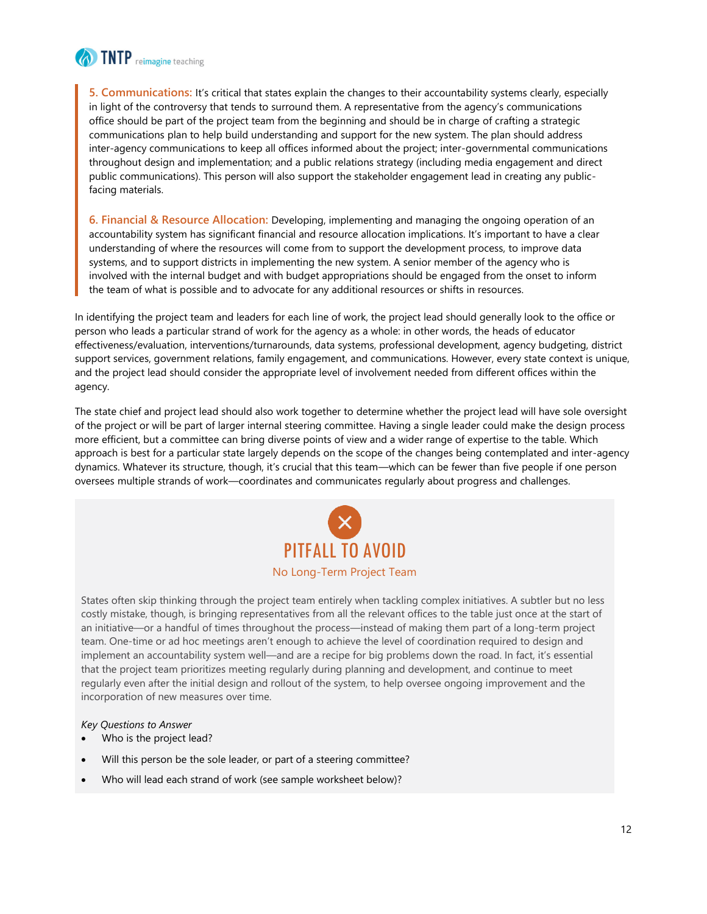**5. Communications:** It's critical that states explain the changes to their accountability systems clearly, especially in light of the controversy that tends to surround them. A representative from the agency's communications office should be part of the project team from the beginning and should be in charge of crafting a strategic communications plan to help build understanding and support for the new system. The plan should address inter-agency communications to keep all offices informed about the project; inter-governmental communications throughout design and implementation; and a public relations strategy (including media engagement and direct public communications). This person will also support the stakeholder engagement lead in creating any public-facing materials.

**6. Financial & Resource Allocation:** Developing, implementing and managing the ongoing operation of an accountability system has significant financial and resource allocation implications. It's important to have a clear understanding of where the resources will come from to support the development process, to improve data systems, and to support districts in implementing the new system. A senior member of the agency who is involved with the internal budget and with budget appropriations should be engaged from the onset to inform the team of what is possible and to advocate for any additional resources or shifts in resources.

In identifying the project team and leaders for each line of work, the project lead should generally look to the office or person who leads a particular strand of work for the agency as a whole: in other words, the heads of educator effectiveness/evaluation, interventions/turnarounds, data systems, professional development, agency budgeting, district support services, government relations, family engagement, and communications. However, every state context is unique, and the project lead should consider the appropriate level of involvement needed from different offices within the agency.

The state chief and project lead should also work together to determine whether the project lead will have sole oversight of the project or will be part of larger internal steering committee. Having a single leader could make the design process more efficient, but a committee can bring diverse points of view and a wider range of expertise to the table. Which approach is best for a particular state largely depends on the scope of the changes being contemplated and inter-agency dynamics. Whatever its structure, though, it's crucial that this team—which can be fewer than five people if one person oversees multiple strands of work—coordinates and communicates regularly about progress and challenges.

## PITFALL TO AVOID

### No Long-Term Project Team

States often skip thinking through the project team entirely when tackling complex initiatives. A subtler but no less costly mistake, though, is bringing representatives from all the relevant offices to the table just once at the start of an initiative—or a handful of times throughout the process—instead of making them part of a long-term project team. One-time or ad hoc meetings aren't enough to achieve the level of coordination required to design and implement an accountability system well—and are a recipe for big problems down the road. In fact, it's essential that the project team prioritizes meeting regularly during planning and development, and continue to meet regularly even after the initial design and rollout of the system, to help oversee ongoing improvement and the incorporation of new measures over time.

*Key Questions to Answer*

- Who is the project lead?
- Will this person be the sole leader, or part of a steering committee?
- Who will lead each strand of work (see sample worksheet below)?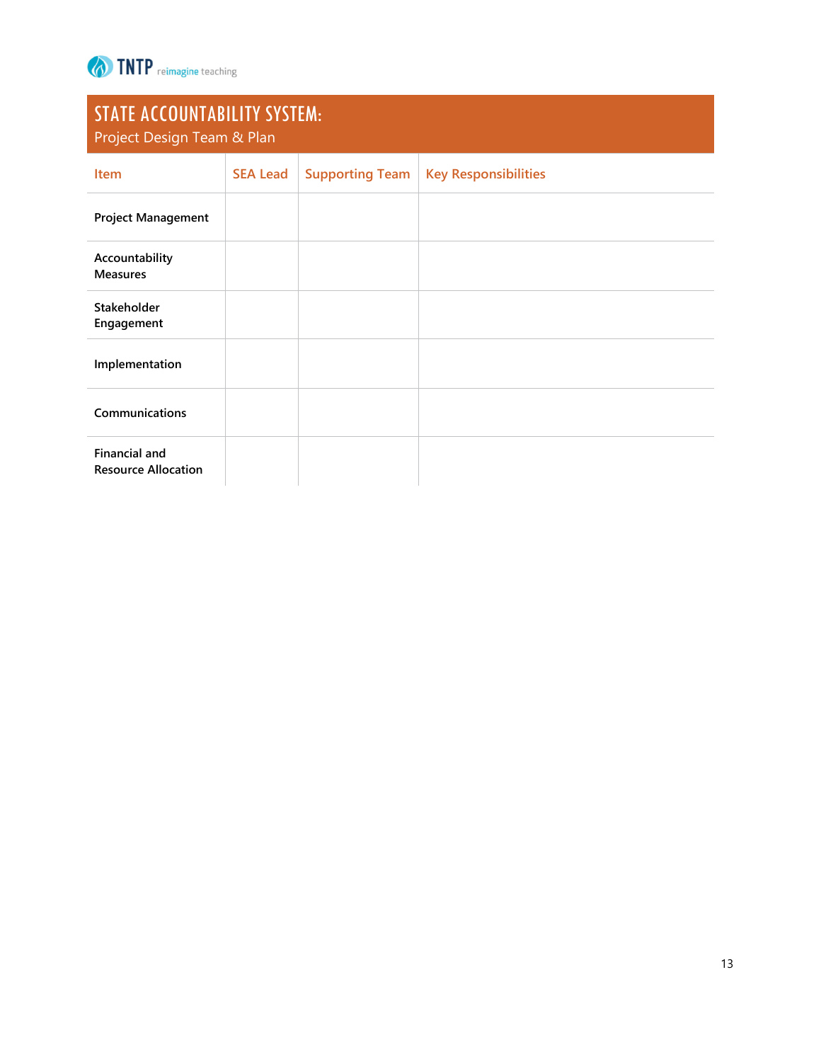# STATE ACCOUNTABILITY SYSTEM:

## Project Design Team & Plan

| Item | SEA Lead | Supporting Team | Key Responsibilities |
|---|---|---|---|
| **Project Management** | | | |
| **Accountability Measures** | | | |
| **Stakeholder Engagement** | | | |
| **Implementation** | | | |
| **Communications** | | | |
| **Financial and Resource Allocation** | | | |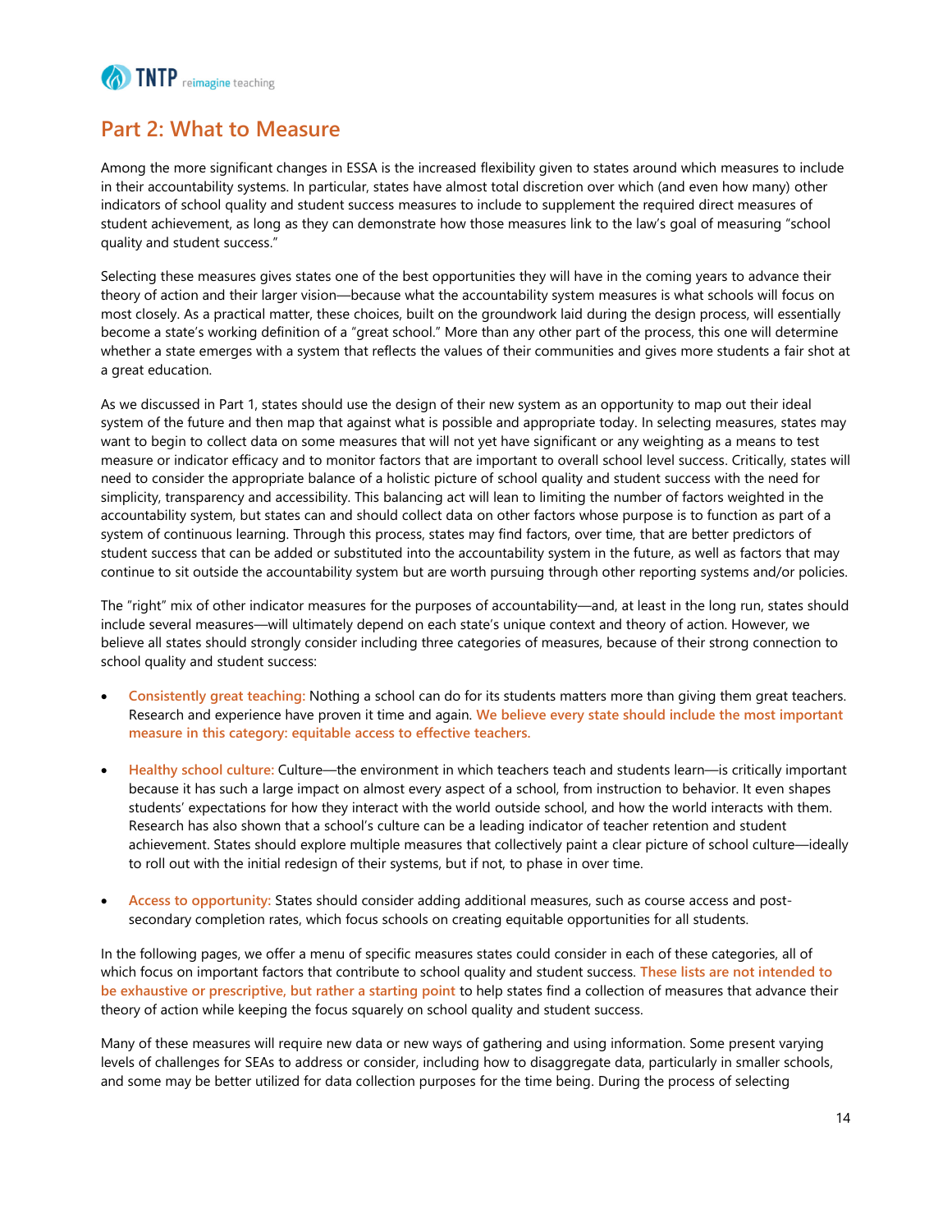## Part 2: What to Measure

Among the more significant changes in ESSA is the increased flexibility given to states around which measures to include in their accountability systems. In particular, states have almost total discretion over which (and even how many) other indicators of school quality and student success measures to include to supplement the required direct measures of student achievement, as long as they can demonstrate how those measures link to the law's goal of measuring "school quality and student success."

Selecting these measures gives states one of the best opportunities they will have in the coming years to advance their theory of action and their larger vision—because what the accountability system measures is what schools will focus on most closely. As a practical matter, these choices, built on the groundwork laid during the design process, will essentially become a state's working definition of a "great school." More than any other part of the process, this one will determine whether a state emerges with a system that reflects the values of their communities and gives more students a fair shot at a great education.

As we discussed in Part 1, states should use the design of their new system as an opportunity to map out their ideal system of the future and then map that against what is possible and appropriate today. In selecting measures, states may want to begin to collect data on some measures that will not yet have significant or any weighting as a means to test measure or indicator efficacy and to monitor factors that are important to overall school level success. Critically, states will need to consider the appropriate balance of a holistic picture of school quality and student success with the need for simplicity, transparency and accessibility. This balancing act will lean to limiting the number of factors weighted in the accountability system, but states can and should collect data on other factors whose purpose is to function as part of a system of continuous learning. Through this process, states may find factors, over time, that are better predictors of student success that can be added or substituted into the accountability system in the future, as well as factors that may continue to sit outside the accountability system but are worth pursuing through other reporting systems and/or policies.

The "right" mix of other indicator measures for the purposes of accountability—and, at least in the long run, states should include several measures—will ultimately depend on each state's unique context and theory of action. However, we believe all states should strongly consider including three categories of measures, because of their strong connection to school quality and student success:

- **Consistently great teaching:** Nothing a school can do for its students matters more than giving them great teachers. Research and experience have proven it time and again. **We believe every state should include the most important measure in this category: equitable access to effective teachers.**

- **Healthy school culture:** Culture—the environment in which teachers teach and students learn—is critically important because it has such a large impact on almost every aspect of a school, from instruction to behavior. It even shapes students' expectations for how they interact with the world outside school, and how the world interacts with them. Research has also shown that a school's culture can be a leading indicator of teacher retention and student achievement. States should explore multiple measures that collectively paint a clear picture of school culture—ideally to roll out with the initial redesign of their systems, but if not, to phase in over time.

- **Access to opportunity:** States should consider adding additional measures, such as course access and post-secondary completion rates, which focus schools on creating equitable opportunities for all students.

In the following pages, we offer a menu of specific measures states could consider in each of these categories, all of which focus on important factors that contribute to school quality and student success. **These lists are not intended to be exhaustive or prescriptive, but rather a starting point** to help states find a collection of measures that advance their theory of action while keeping the focus squarely on school quality and student success.

Many of these measures will require new data or new ways of gathering and using information. Some present varying levels of challenges for SEAs to address or consider, including how to disaggregate data, particularly in smaller schools, and some may be better utilized for data collection purposes for the time being. During the process of selecting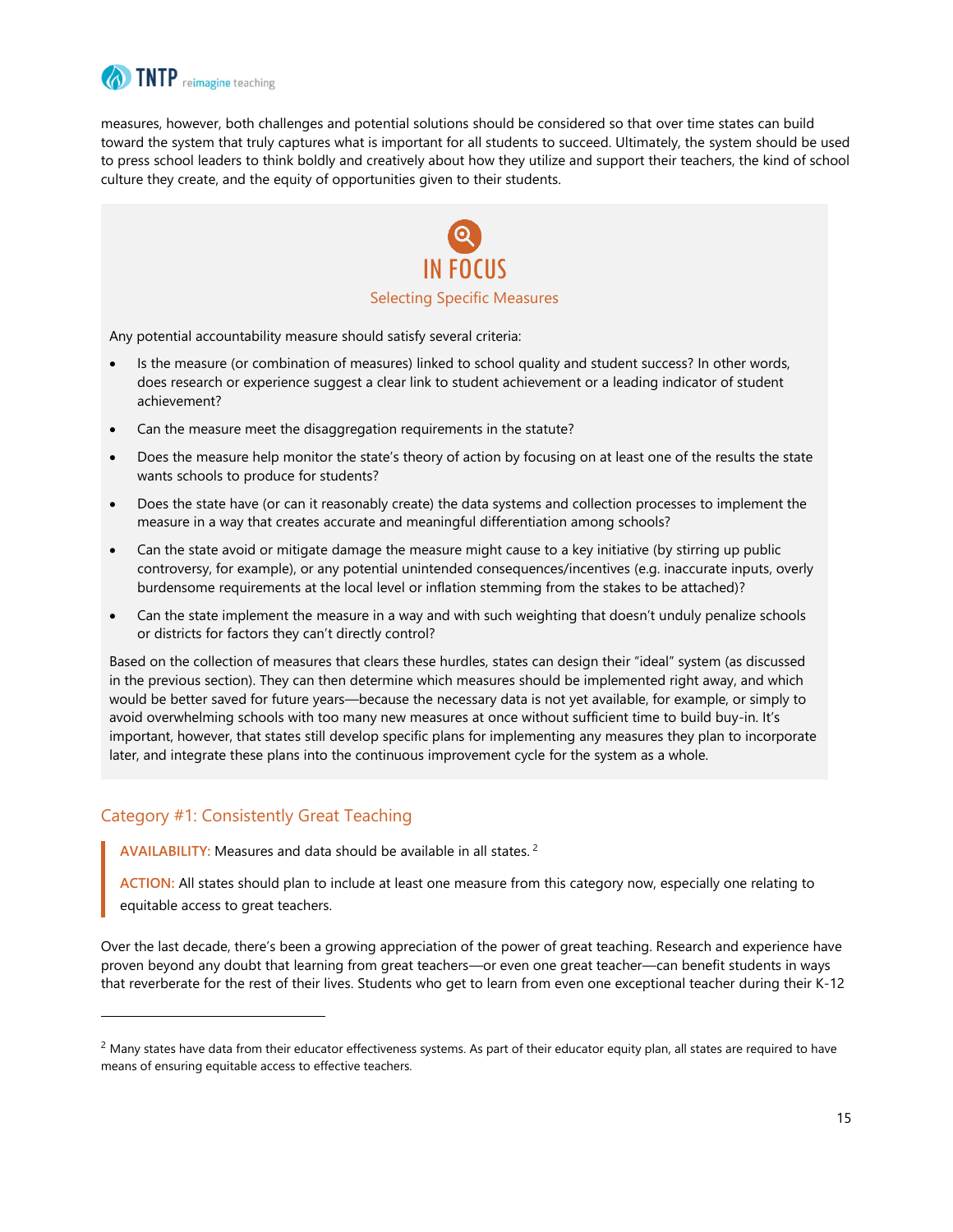measures, however, both challenges and potential solutions should be considered so that over time states can build toward the system that truly captures what is important for all students to succeed. Ultimately, the system should be used to press school leaders to think boldly and creatively about how they utilize and support their teachers, the kind of school culture they create, and the equity of opportunities given to their students.

## IN FOCUS

### Selecting Specific Measures

Any potential accountability measure should satisfy several criteria:

- Is the measure (or combination of measures) linked to school quality and student success? In other words, does research or experience suggest a clear link to student achievement or a leading indicator of student achievement?
- Can the measure meet the disaggregation requirements in the statute?
- Does the measure help monitor the state's theory of action by focusing on at least one of the results the state wants schools to produce for students?
- Does the state have (or can it reasonably create) the data systems and collection processes to implement the measure in a way that creates accurate and meaningful differentiation among schools?
- Can the state avoid or mitigate damage the measure might cause to a key initiative (by stirring up public controversy, for example), or any potential unintended consequences/incentives (e.g. inaccurate inputs, overly burdensome requirements at the local level or inflation stemming from the stakes to be attached)?
- Can the state implement the measure in a way and with such weighting that doesn't unduly penalize schools or districts for factors they can't directly control?

Based on the collection of measures that clears these hurdles, states can design their "ideal" system (as discussed in the previous section). They can then determine which measures should be implemented right away, and which would be better saved for future years—because the necessary data is not yet available, for example, or simply to avoid overwhelming schools with too many new measures at once without sufficient time to build buy-in. It's important, however, that states still develop specific plans for implementing any measures they plan to incorporate later, and integrate these plans into the continuous improvement cycle for the system as a whole.

## Category #1: Consistently Great Teaching

> **AVAILABILITY:** Measures and data should be available in all states.[2]
>
> **ACTION:** All states should plan to include at least one measure from this category now, especially one relating to equitable access to great teachers.

Over the last decade, there's been a growing appreciation of the power of great teaching. Research and experience have proven beyond any doubt that learning from great teachers—or even one great teacher—can benefit students in ways that reverberate for the rest of their lives. Students who get to learn from even one exceptional teacher during their K-12

[2] Many states have data from their educator effectiveness systems. As part of their educator equity plan, all states are required to have means of ensuring equitable access to effective teachers.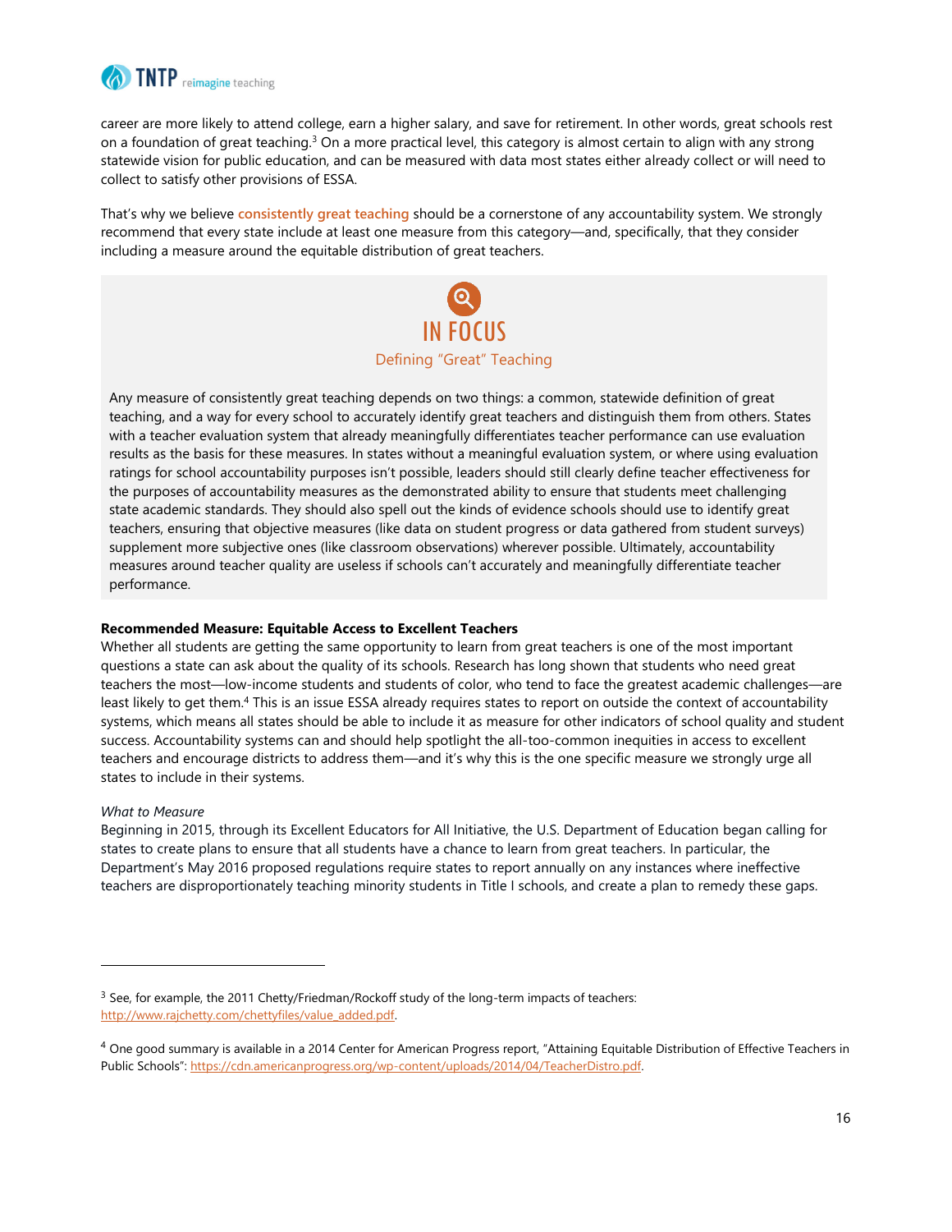career are more likely to attend college, earn a higher salary, and save for retirement. In other words, great schools rest on a foundation of great teaching.[3] On a more practical level, this category is almost certain to align with any strong statewide vision for public education, and can be measured with data most states either already collect or will need to collect to satisfy other provisions of ESSA.

That's why we believe **consistently great teaching** should be a cornerstone of any accountability system. We strongly recommend that every state include at least one measure from this category—and, specifically, that they consider including a measure around the equitable distribution of great teachers.

## IN FOCUS

### Defining "Great" Teaching

Any measure of consistently great teaching depends on two things: a common, statewide definition of great teaching, and a way for every school to accurately identify great teachers and distinguish them from others. States with a teacher evaluation system that already meaningfully differentiates teacher performance can use evaluation results as the basis for these measures. In states without a meaningful evaluation system, or where using evaluation ratings for school accountability purposes isn't possible, leaders should still clearly define teacher effectiveness for the purposes of accountability measures as the demonstrated ability to ensure that students meet challenging state academic standards. They should also spell out the kinds of evidence schools should use to identify great teachers, ensuring that objective measures (like data on student progress or data gathered from student surveys) supplement more subjective ones (like classroom observations) wherever possible. Ultimately, accountability measures around teacher quality are useless if schools can't accurately and meaningfully differentiate teacher performance.

**Recommended Measure: Equitable Access to Excellent Teachers**

Whether all students are getting the same opportunity to learn from great teachers is one of the most important questions a state can ask about the quality of its schools. Research has long shown that students who need great teachers the most—low-income students and students of color, who tend to face the greatest academic challenges—are least likely to get them.[4] This is an issue ESSA already requires states to report on outside the context of accountability systems, which means all states should be able to include it as measure for other indicators of school quality and student success. Accountability systems can and should help spotlight the all-too-common inequities in access to excellent teachers and encourage districts to address them—and it's why this is the one specific measure we strongly urge all states to include in their systems.

*What to Measure*

Beginning in 2015, through its Excellent Educators for All Initiative, the U.S. Department of Education began calling for states to create plans to ensure that all students have a chance to learn from great teachers. In particular, the Department's May 2016 proposed regulations require states to report annually on any instances where ineffective teachers are disproportionately teaching minority students in Title I schools, and create a plan to remedy these gaps.

---

[3] See, for example, the 2011 Chetty/Friedman/Rockoff study of the long-term impacts of teachers: http://www.rajchetty.com/chettyfiles/value_added.pdf.

[4] One good summary is available in a 2014 Center for American Progress report, "Attaining Equitable Distribution of Effective Teachers in Public Schools": https://cdn.americanprogress.org/wp-content/uploads/2014/04/TeacherDistro.pdf.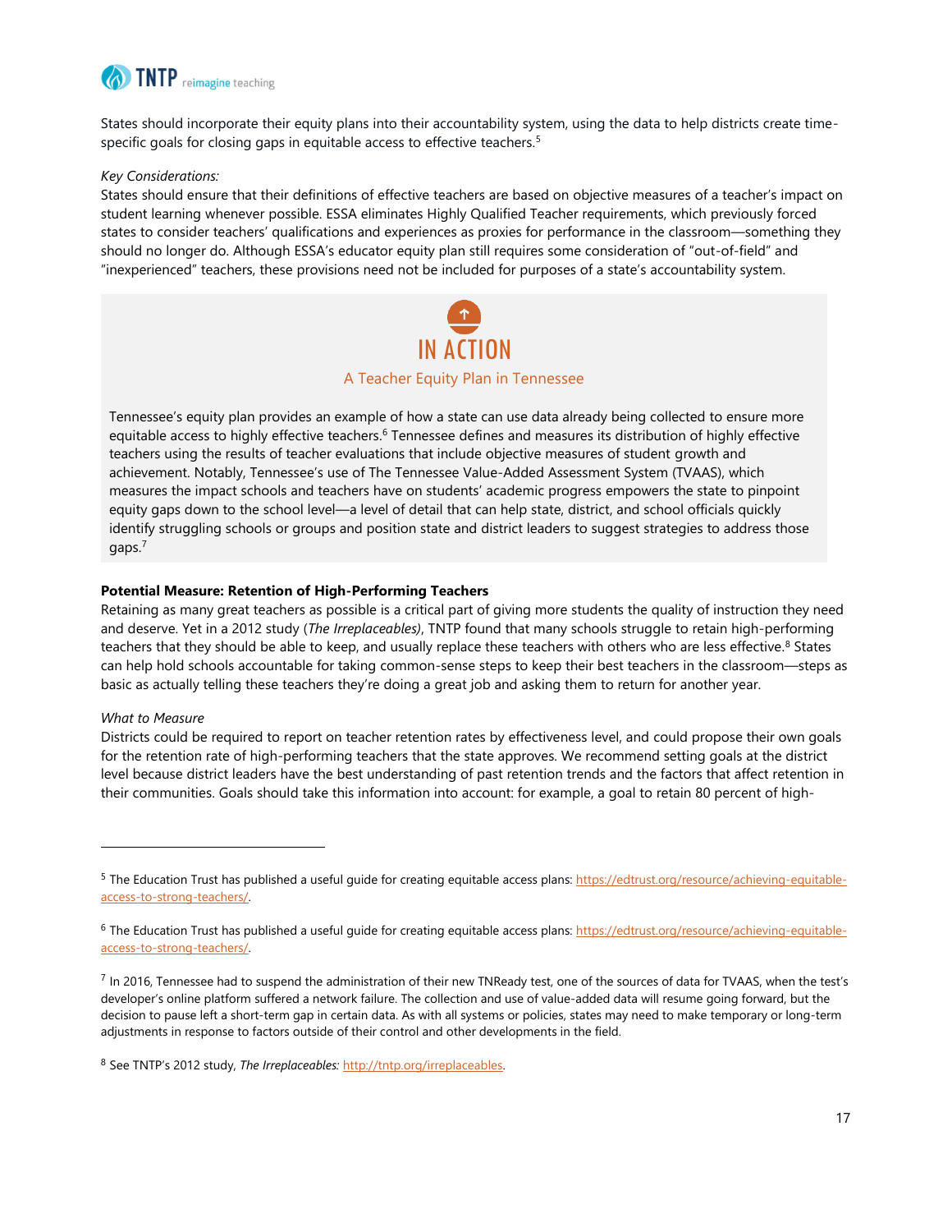States should incorporate their equity plans into their accountability system, using the data to help districts create time-specific goals for closing gaps in equitable access to effective teachers.[5]

*Key Considerations:*
States should ensure that their definitions of effective teachers are based on objective measures of a teacher's impact on student learning whenever possible. ESSA eliminates Highly Qualified Teacher requirements, which previously forced states to consider teachers' qualifications and experiences as proxies for performance in the classroom—something they should no longer do. Although ESSA's educator equity plan still requires some consideration of "out-of-field" and "inexperienced" teachers, these provisions need not be included for purposes of a state's accountability system.

## IN ACTION

### A Teacher Equity Plan in Tennessee

Tennessee's equity plan provides an example of how a state can use data already being collected to ensure more equitable access to highly effective teachers.[6] Tennessee defines and measures its distribution of highly effective teachers using the results of teacher evaluations that include objective measures of student growth and achievement. Notably, Tennessee's use of The Tennessee Value-Added Assessment System (TVAAS), which measures the impact schools and teachers have on students' academic progress empowers the state to pinpoint equity gaps down to the school level—a level of detail that can help state, district, and school officials quickly identify struggling schools or groups and position state and district leaders to suggest strategies to address those gaps.[7]

**Potential Measure: Retention of High-Performing Teachers**
Retaining as many great teachers as possible is a critical part of giving more students the quality of instruction they need and deserve. Yet in a 2012 study (*The Irreplaceables)*, TNTP found that many schools struggle to retain high-performing teachers that they should be able to keep, and usually replace these teachers with others who are less effective.[8] States can help hold schools accountable for taking common-sense steps to keep their best teachers in the classroom—steps as basic as actually telling these teachers they're doing a great job and asking them to return for another year.

*What to Measure*
Districts could be required to report on teacher retention rates by effectiveness level, and could propose their own goals for the retention rate of high-performing teachers that the state approves. We recommend setting goals at the district level because district leaders have the best understanding of past retention trends and the factors that affect retention in their communities. Goals should take this information into account: for example, a goal to retain 80 percent of high-

---

[5] The Education Trust has published a useful guide for creating equitable access plans: https://edtrust.org/resource/achieving-equitable-access-to-strong-teachers/.

[6] The Education Trust has published a useful guide for creating equitable access plans: https://edtrust.org/resource/achieving-equitable-access-to-strong-teachers/.

[7] In 2016, Tennessee had to suspend the administration of their new TNReady test, one of the sources of data for TVAAS, when the test's developer's online platform suffered a network failure. The collection and use of value-added data will resume going forward, but the decision to pause left a short-term gap in certain data. As with all systems or policies, states may need to make temporary or long-term adjustments in response to factors outside of their control and other developments in the field.

[8] See TNTP's 2012 study, *The Irreplaceables:* http://tntp.org/irreplaceables.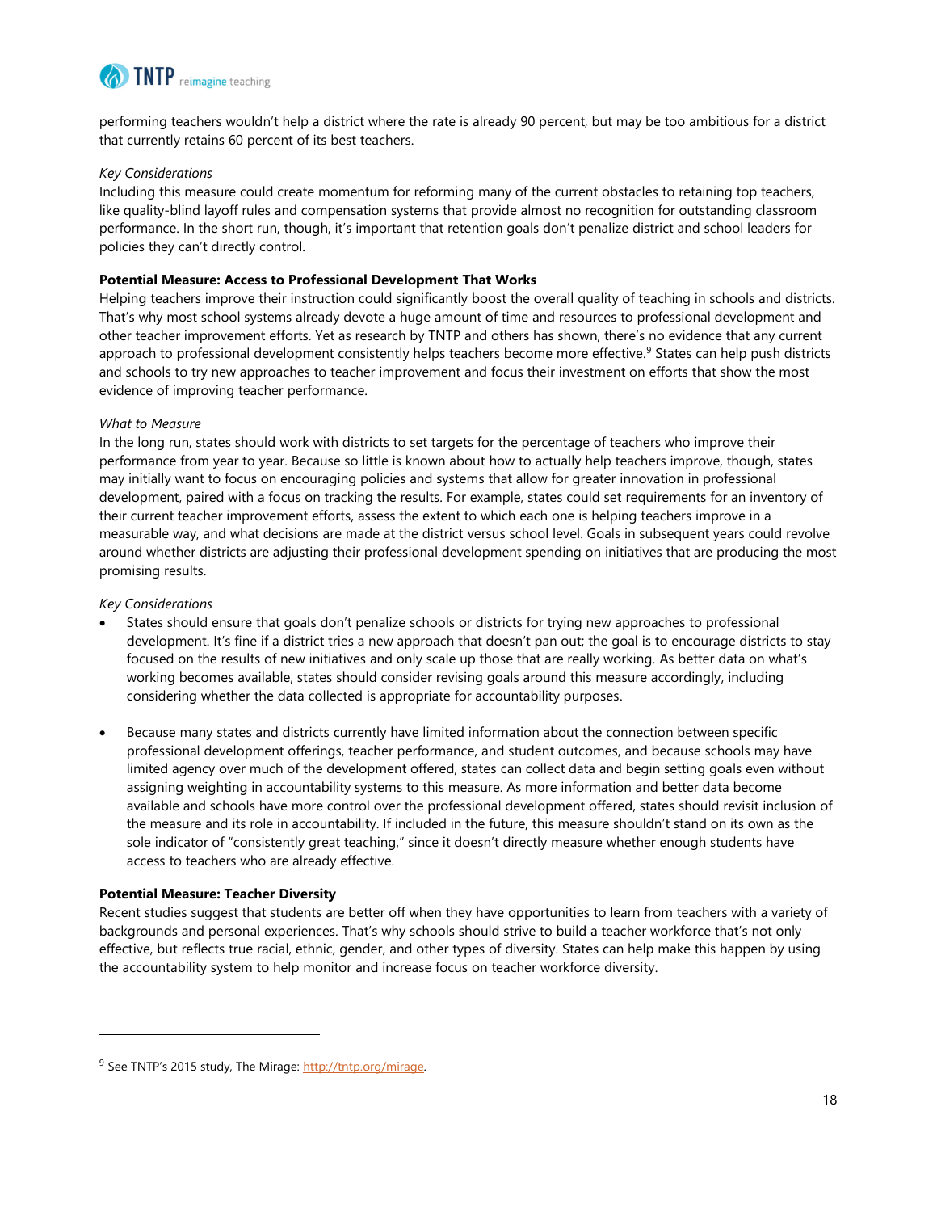performing teachers wouldn't help a district where the rate is already 90 percent, but may be too ambitious for a district that currently retains 60 percent of its best teachers.

*Key Considerations*

Including this measure could create momentum for reforming many of the current obstacles to retaining top teachers, like quality-blind layoff rules and compensation systems that provide almost no recognition for outstanding classroom performance. In the short run, though, it's important that retention goals don't penalize district and school leaders for policies they can't directly control.

**Potential Measure: Access to Professional Development That Works**

Helping teachers improve their instruction could significantly boost the overall quality of teaching in schools and districts. That's why most school systems already devote a huge amount of time and resources to professional development and other teacher improvement efforts. Yet as research by TNTP and others has shown, there's no evidence that any current approach to professional development consistently helps teachers become more effective.[9] States can help push districts and schools to try new approaches to teacher improvement and focus their investment on efforts that show the most evidence of improving teacher performance.

*What to Measure*

In the long run, states should work with districts to set targets for the percentage of teachers who improve their performance from year to year. Because so little is known about how to actually help teachers improve, though, states may initially want to focus on encouraging policies and systems that allow for greater innovation in professional development, paired with a focus on tracking the results. For example, states could set requirements for an inventory of their current teacher improvement efforts, assess the extent to which each one is helping teachers improve in a measurable way, and what decisions are made at the district versus school level. Goals in subsequent years could revolve around whether districts are adjusting their professional development spending on initiatives that are producing the most promising results.

*Key Considerations*

- States should ensure that goals don't penalize schools or districts for trying new approaches to professional development. It's fine if a district tries a new approach that doesn't pan out; the goal is to encourage districts to stay focused on the results of new initiatives and only scale up those that are really working. As better data on what's working becomes available, states should consider revising goals around this measure accordingly, including considering whether the data collected is appropriate for accountability purposes.

- Because many states and districts currently have limited information about the connection between specific professional development offerings, teacher performance, and student outcomes, and because schools may have limited agency over much of the development offered, states can collect data and begin setting goals even without assigning weighting in accountability systems to this measure. As more information and better data become available and schools have more control over the professional development offered, states should revisit inclusion of the measure and its role in accountability. If included in the future, this measure shouldn't stand on its own as the sole indicator of "consistently great teaching," since it doesn't directly measure whether enough students have access to teachers who are already effective.

**Potential Measure: Teacher Diversity**

Recent studies suggest that students are better off when they have opportunities to learn from teachers with a variety of backgrounds and personal experiences. That's why schools should strive to build a teacher workforce that's not only effective, but reflects true racial, ethnic, gender, and other types of diversity. States can help make this happen by using the accountability system to help monitor and increase focus on teacher workforce diversity.

---

[9] See TNTP's 2015 study, The Mirage: http://tntp.org/mirage.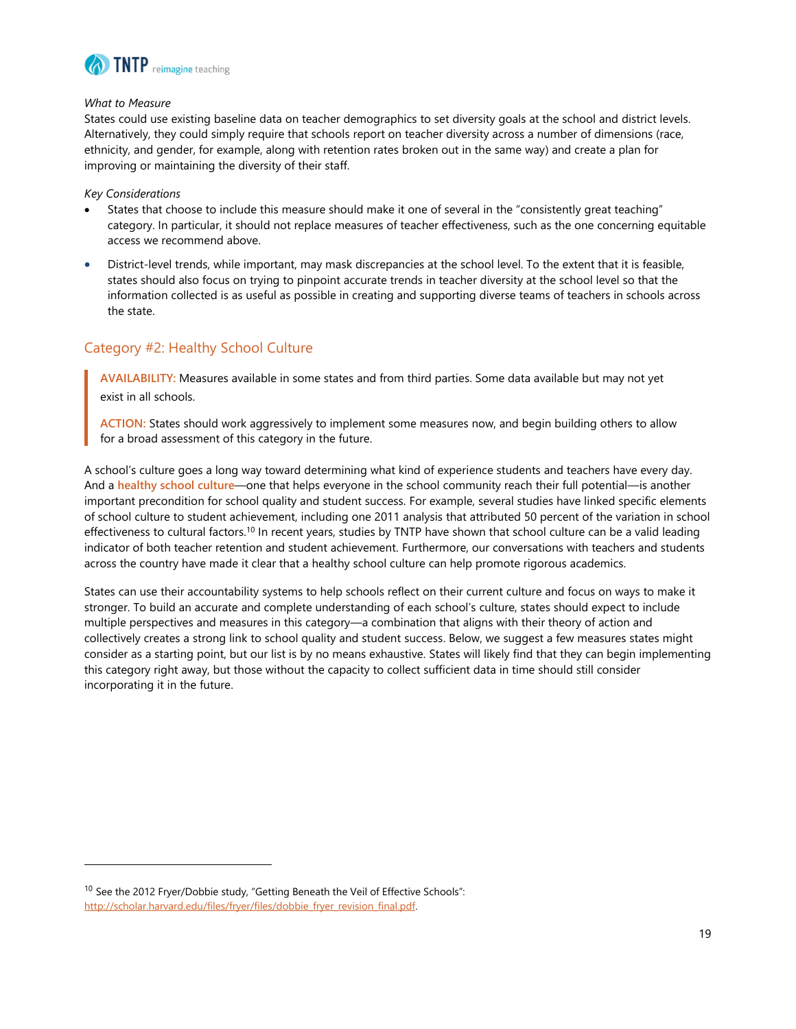*What to Measure*

States could use existing baseline data on teacher demographics to set diversity goals at the school and district levels. Alternatively, they could simply require that schools report on teacher diversity across a number of dimensions (race, ethnicity, and gender, for example, along with retention rates broken out in the same way) and create a plan for improving or maintaining the diversity of their staff.

*Key Considerations*

- States that choose to include this measure should make it one of several in the "consistently great teaching" category. In particular, it should not replace measures of teacher effectiveness, such as the one concerning equitable access we recommend above.
- District-level trends, while important, may mask discrepancies at the school level. To the extent that it is feasible, states should also focus on trying to pinpoint accurate trends in teacher diversity at the school level so that the information collected is as useful as possible in creating and supporting diverse teams of teachers in schools across the state.

## Category #2: Healthy School Culture

> **AVAILABILITY:** Measures available in some states and from third parties. Some data available but may not yet exist in all schools.
>
> **ACTION:** States should work aggressively to implement some measures now, and begin building others to allow for a broad assessment of this category in the future.

A school's culture goes a long way toward determining what kind of experience students and teachers have every day. And a **healthy school culture**—one that helps everyone in the school community reach their full potential—is another important precondition for school quality and student success. For example, several studies have linked specific elements of school culture to student achievement, including one 2011 analysis that attributed 50 percent of the variation in school effectiveness to cultural factors.[10] In recent years, studies by TNTP have shown that school culture can be a valid leading indicator of both teacher retention and student achievement. Furthermore, our conversations with teachers and students across the country have made it clear that a healthy school culture can help promote rigorous academics.

States can use their accountability systems to help schools reflect on their current culture and focus on ways to make it stronger. To build an accurate and complete understanding of each school's culture, states should expect to include multiple perspectives and measures in this category—a combination that aligns with their theory of action and collectively creates a strong link to school quality and student success. Below, we suggest a few measures states might consider as a starting point, but our list is by no means exhaustive. States will likely find that they can begin implementing this category right away, but those without the capacity to collect sufficient data in time should still consider incorporating it in the future.

---

[10] See the 2012 Fryer/Dobbie study, "Getting Beneath the Veil of Effective Schools": http://scholar.harvard.edu/files/fryer/files/dobbie_fryer_revision_final.pdf.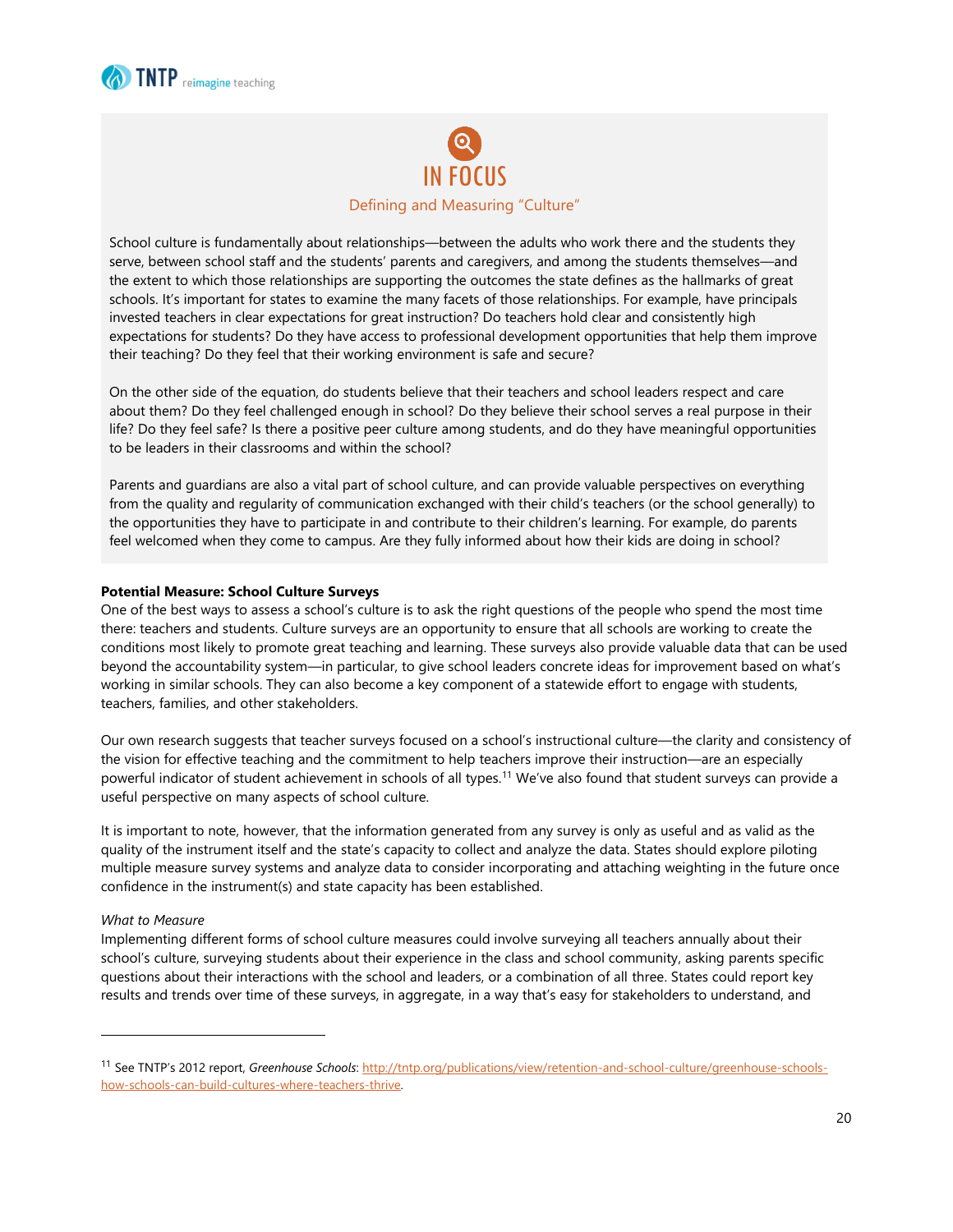## IN FOCUS

### Defining and Measuring "Culture"

School culture is fundamentally about relationships—between the adults who work there and the students they serve, between school staff and the students' parents and caregivers, and among the students themselves—and the extent to which those relationships are supporting the outcomes the state defines as the hallmarks of great schools. It's important for states to examine the many facets of those relationships. For example, have principals invested teachers in clear expectations for great instruction? Do teachers hold clear and consistently high expectations for students? Do they have access to professional development opportunities that help them improve their teaching? Do they feel that their working environment is safe and secure?

On the other side of the equation, do students believe that their teachers and school leaders respect and care about them? Do they feel challenged enough in school? Do they believe their school serves a real purpose in their life? Do they feel safe? Is there a positive peer culture among students, and do they have meaningful opportunities to be leaders in their classrooms and within the school?

Parents and guardians are also a vital part of school culture, and can provide valuable perspectives on everything from the quality and regularity of communication exchanged with their child's teachers (or the school generally) to the opportunities they have to participate in and contribute to their children's learning. For example, do parents feel welcomed when they come to campus. Are they fully informed about how their kids are doing in school?

**Potential Measure: School Culture Surveys**

One of the best ways to assess a school's culture is to ask the right questions of the people who spend the most time there: teachers and students. Culture surveys are an opportunity to ensure that all schools are working to create the conditions most likely to promote great teaching and learning. These surveys also provide valuable data that can be used beyond the accountability system—in particular, to give school leaders concrete ideas for improvement based on what's working in similar schools. They can also become a key component of a statewide effort to engage with students, teachers, families, and other stakeholders.

Our own research suggests that teacher surveys focused on a school's instructional culture—the clarity and consistency of the vision for effective teaching and the commitment to help teachers improve their instruction—are an especially powerful indicator of student achievement in schools of all types.[11] We've also found that student surveys can provide a useful perspective on many aspects of school culture.

It is important to note, however, that the information generated from any survey is only as useful and as valid as the quality of the instrument itself and the state's capacity to collect and analyze the data. States should explore piloting multiple measure survey systems and analyze data to consider incorporating and attaching weighting in the future once confidence in the instrument(s) and state capacity has been established.

*What to Measure*

Implementing different forms of school culture measures could involve surveying all teachers annually about their school's culture, surveying students about their experience in the class and school community, asking parents specific questions about their interactions with the school and leaders, or a combination of all three. States could report key results and trends over time of these surveys, in aggregate, in a way that's easy for stakeholders to understand, and

---

[11] See TNTP's 2012 report, *Greenhouse Schools*: http://tntp.org/publications/view/retention-and-school-culture/greenhouse-schools-how-schools-can-build-cultures-where-teachers-thrive.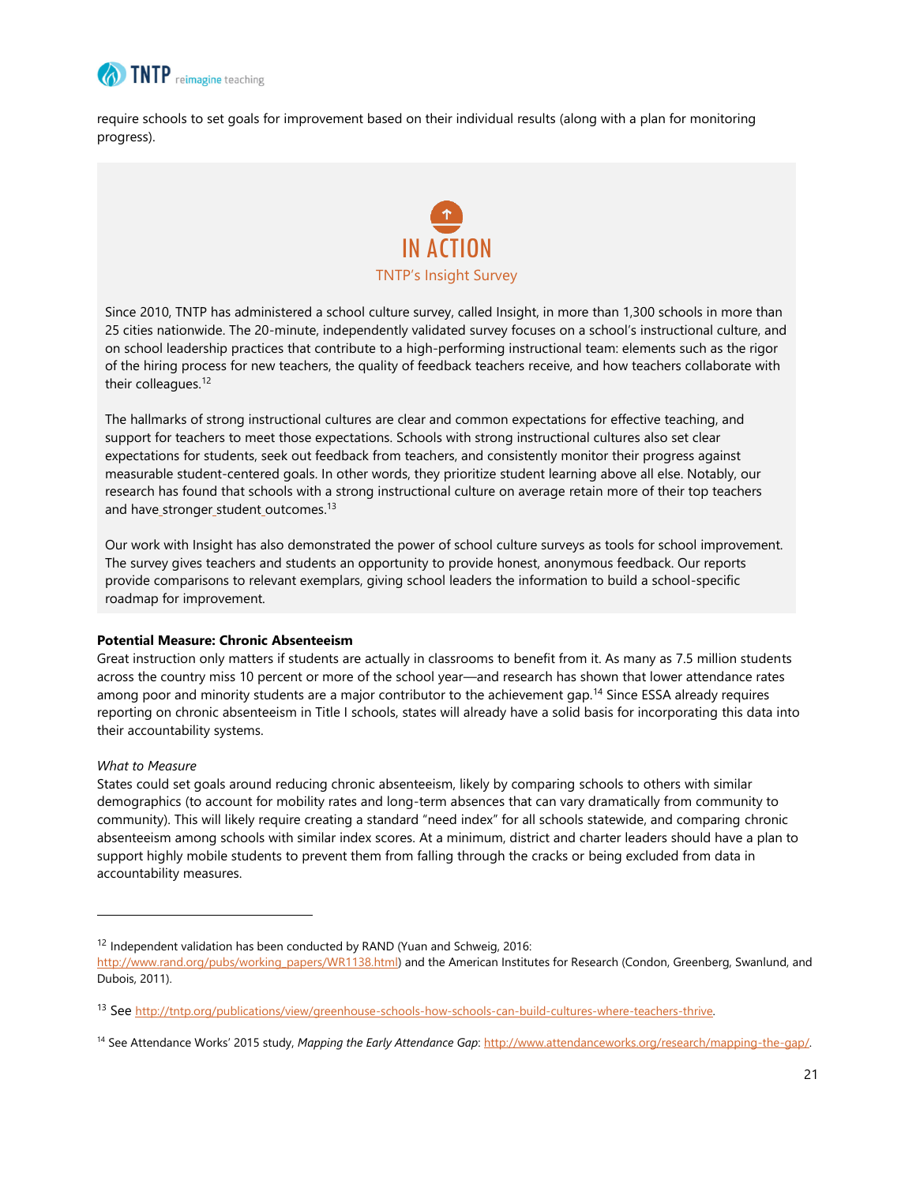require schools to set goals for improvement based on their individual results (along with a plan for monitoring progress).

## IN ACTION

### TNTP's Insight Survey

Since 2010, TNTP has administered a school culture survey, called Insight, in more than 1,300 schools in more than 25 cities nationwide. The 20-minute, independently validated survey focuses on a school's instructional culture, and on school leadership practices that contribute to a high-performing instructional team: elements such as the rigor of the hiring process for new teachers, the quality of feedback teachers receive, and how teachers collaborate with their colleagues.[12]

The hallmarks of strong instructional cultures are clear and common expectations for effective teaching, and support for teachers to meet those expectations. Schools with strong instructional cultures also set clear expectations for students, seek out feedback from teachers, and consistently monitor their progress against measurable student-centered goals. In other words, they prioritize student learning above all else. Notably, our research has found that schools with a strong instructional culture on average retain more of their top teachers and have stronger student outcomes.[13]

Our work with Insight has also demonstrated the power of school culture surveys as tools for school improvement. The survey gives teachers and students an opportunity to provide honest, anonymous feedback. Our reports provide comparisons to relevant exemplars, giving school leaders the information to build a school-specific roadmap for improvement.

**Potential Measure: Chronic Absenteeism**

Great instruction only matters if students are actually in classrooms to benefit from it. As many as 7.5 million students across the country miss 10 percent or more of the school year—and research has shown that lower attendance rates among poor and minority students are a major contributor to the achievement gap.[14] Since ESSA already requires reporting on chronic absenteeism in Title I schools, states will already have a solid basis for incorporating this data into their accountability systems.

*What to Measure*

States could set goals around reducing chronic absenteeism, likely by comparing schools to others with similar demographics (to account for mobility rates and long-term absences that can vary dramatically from community to community). This will likely require creating a standard "need index" for all schools statewide, and comparing chronic absenteeism among schools with similar index scores. At a minimum, district and charter leaders should have a plan to support highly mobile students to prevent them from falling through the cracks or being excluded from data in accountability measures.

---

[12] Independent validation has been conducted by RAND (Yuan and Schweig, 2016: http://www.rand.org/pubs/working_papers/WR1138.html) and the American Institutes for Research (Condon, Greenberg, Swanlund, and Dubois, 2011).

[13] See http://tntp.org/publications/view/greenhouse-schools-how-schools-can-build-cultures-where-teachers-thrive.

[14] See Attendance Works' 2015 study, *Mapping the Early Attendance Gap*: http://www.attendanceworks.org/research/mapping-the-gap/.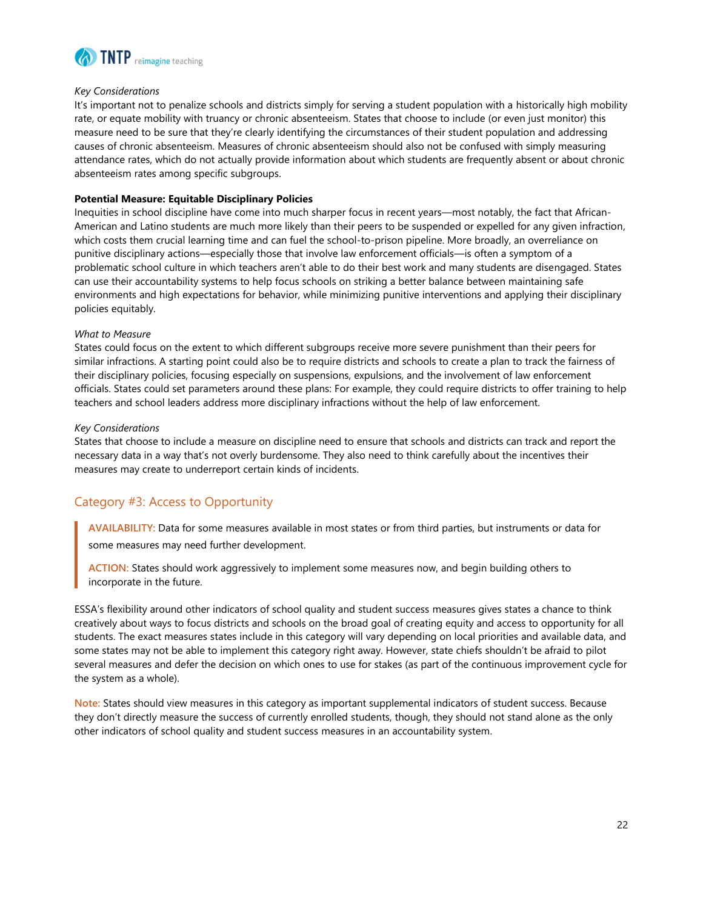*Key Considerations*

It's important not to penalize schools and districts simply for serving a student population with a historically high mobility rate, or equate mobility with truancy or chronic absenteeism. States that choose to include (or even just monitor) this measure need to be sure that they're clearly identifying the circumstances of their student population and addressing causes of chronic absenteeism. Measures of chronic absenteeism should also not be confused with simply measuring attendance rates, which do not actually provide information about which students are frequently absent or about chronic absenteeism rates among specific subgroups.

**Potential Measure: Equitable Disciplinary Policies**

Inequities in school discipline have come into much sharper focus in recent years—most notably, the fact that African-American and Latino students are much more likely than their peers to be suspended or expelled for any given infraction, which costs them crucial learning time and can fuel the school-to-prison pipeline. More broadly, an overreliance on punitive disciplinary actions—especially those that involve law enforcement officials—is often a symptom of a problematic school culture in which teachers aren't able to do their best work and many students are disengaged. States can use their accountability systems to help focus schools on striking a better balance between maintaining safe environments and high expectations for behavior, while minimizing punitive interventions and applying their disciplinary policies equitably.

*What to Measure*

States could focus on the extent to which different subgroups receive more severe punishment than their peers for similar infractions. A starting point could also be to require districts and schools to create a plan to track the fairness of their disciplinary policies, focusing especially on suspensions, expulsions, and the involvement of law enforcement officials. States could set parameters around these plans: For example, they could require districts to offer training to help teachers and school leaders address more disciplinary infractions without the help of law enforcement.

*Key Considerations*

States that choose to include a measure on discipline need to ensure that schools and districts can track and report the necessary data in a way that's not overly burdensome. They also need to think carefully about the incentives their measures may create to underreport certain kinds of incidents.

## Category #3: Access to Opportunity

> **AVAILABILITY:** Data for some measures available in most states or from third parties, but instruments or data for some measures may need further development.
>
> **ACTION:** States should work aggressively to implement some measures now, and begin building others to incorporate in the future.

ESSA's flexibility around other indicators of school quality and student success measures gives states a chance to think creatively about ways to focus districts and schools on the broad goal of creating equity and access to opportunity for all students. The exact measures states include in this category will vary depending on local priorities and available data, and some states may not be able to implement this category right away. However, state chiefs shouldn't be afraid to pilot several measures and defer the decision on which ones to use for stakes (as part of the continuous improvement cycle for the system as a whole).

**Note:** States should view measures in this category as important supplemental indicators of student success. Because they don't directly measure the success of currently enrolled students, though, they should not stand alone as the only other indicators of school quality and student success measures in an accountability system.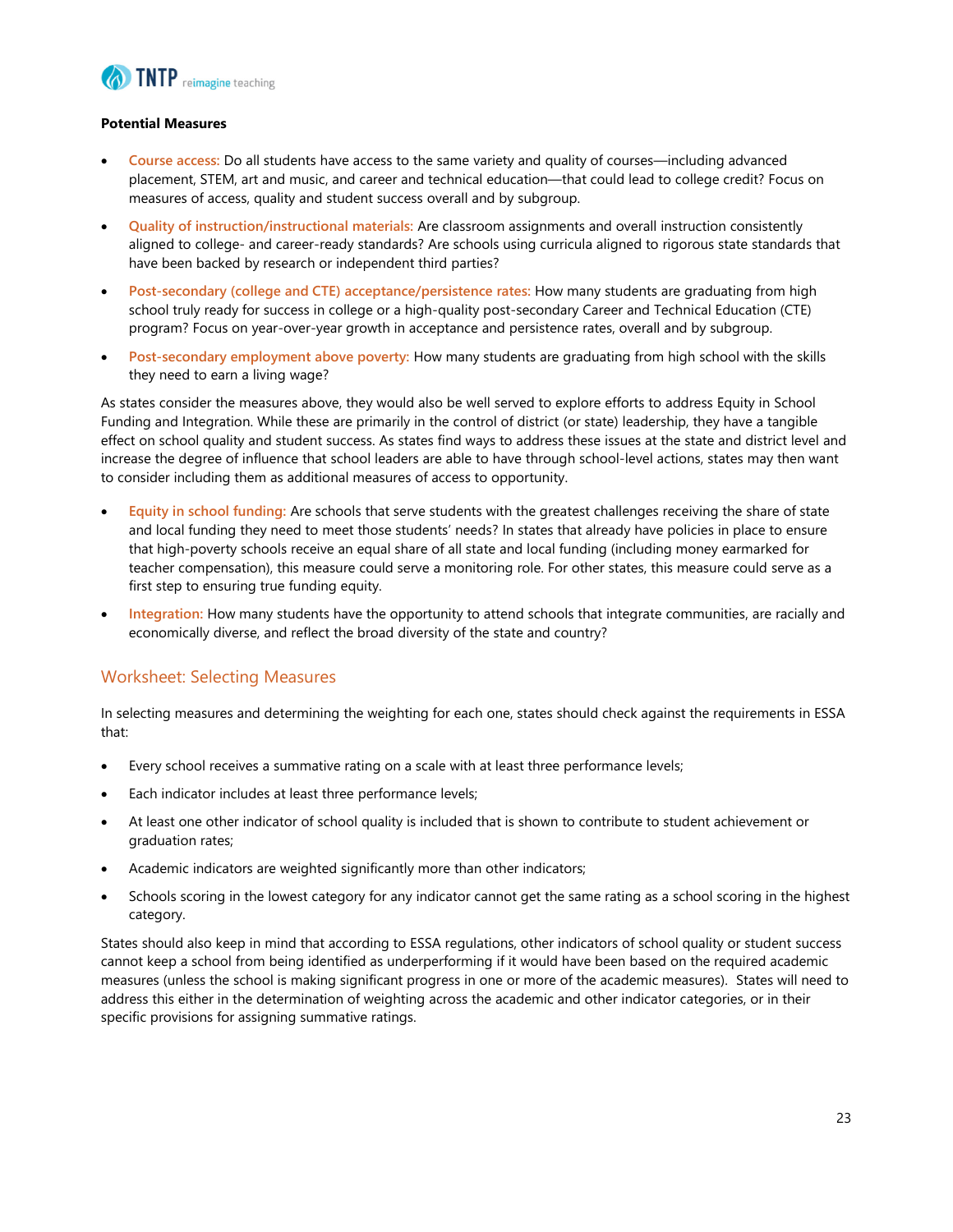**Potential Measures**

- **Course access:** Do all students have access to the same variety and quality of courses—including advanced placement, STEM, art and music, and career and technical education—that could lead to college credit? Focus on measures of access, quality and student success overall and by subgroup.
- **Quality of instruction/instructional materials:** Are classroom assignments and overall instruction consistently aligned to college- and career-ready standards? Are schools using curricula aligned to rigorous state standards that have been backed by research or independent third parties?
- **Post-secondary (college and CTE) acceptance/persistence rates:** How many students are graduating from high school truly ready for success in college or a high-quality post-secondary Career and Technical Education (CTE) program? Focus on year-over-year growth in acceptance and persistence rates, overall and by subgroup.
- **Post-secondary employment above poverty:** How many students are graduating from high school with the skills they need to earn a living wage?

As states consider the measures above, they would also be well served to explore efforts to address Equity in School Funding and Integration. While these are primarily in the control of district (or state) leadership, they have a tangible effect on school quality and student success. As states find ways to address these issues at the state and district level and increase the degree of influence that school leaders are able to have through school-level actions, states may then want to consider including them as additional measures of access to opportunity.

- **Equity in school funding:** Are schools that serve students with the greatest challenges receiving the share of state and local funding they need to meet those students' needs? In states that already have policies in place to ensure that high-poverty schools receive an equal share of all state and local funding (including money earmarked for teacher compensation), this measure could serve a monitoring role. For other states, this measure could serve as a first step to ensuring true funding equity.
- **Integration:** How many students have the opportunity to attend schools that integrate communities, are racially and economically diverse, and reflect the broad diversity of the state and country?

## Worksheet: Selecting Measures

In selecting measures and determining the weighting for each one, states should check against the requirements in ESSA that:

- Every school receives a summative rating on a scale with at least three performance levels;
- Each indicator includes at least three performance levels;
- At least one other indicator of school quality is included that is shown to contribute to student achievement or graduation rates;
- Academic indicators are weighted significantly more than other indicators;
- Schools scoring in the lowest category for any indicator cannot get the same rating as a school scoring in the highest category.

States should also keep in mind that according to ESSA regulations, other indicators of school quality or student success cannot keep a school from being identified as underperforming if it would have been based on the required academic measures (unless the school is making significant progress in one or more of the academic measures). States will need to address this either in the determination of weighting across the academic and other indicator categories, or in their specific provisions for assigning summative ratings.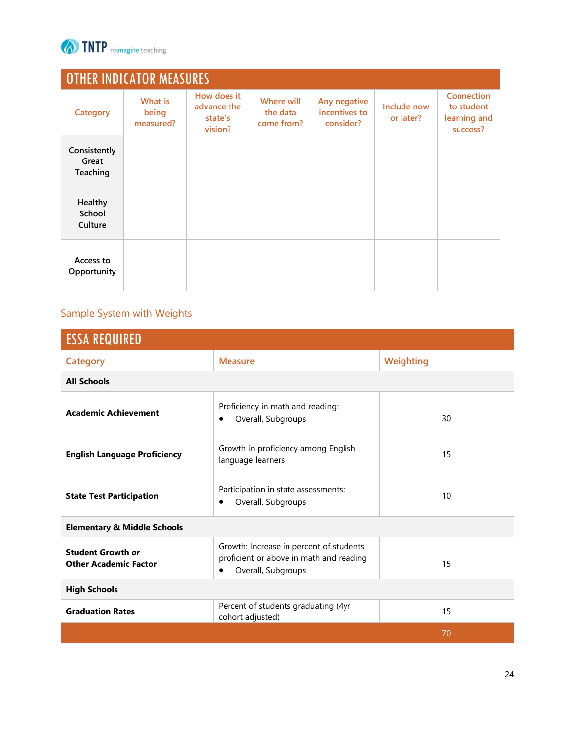## OTHER INDICATOR MEASURES

| Category | What is being measured? | How does it advance the state's vision? | Where will the data come from? | Any negative incentives to consider? | Include now or later? | Connection to student learning and success? |
|---|---|---|---|---|---|---|
| Consistently Great Teaching | | | | | | |
| Healthy School Culture | | | | | | |
| Access to Opportunity | | | | | | |

### Sample System with Weights

## ESSA REQUIRED

| Category | Measure | Weighting |
|---|---|---|
| **All Schools** | | |
| **Academic Achievement** | Proficiency in math and reading:<br>• Overall, Subgroups | 30 |
| **English Language Proficiency** | Growth in proficiency among English language learners | 15 |
| **State Test Participation** | Participation in state assessments:<br>• Overall, Subgroups | 10 |
| **Elementary & Middle Schools** | | |
| **Student Growth *or* Other Academic Factor** | Growth: Increase in percent of students proficient or above in math and reading<br>• Overall, Subgroups | 15 |
| **High Schools** | | |
| **Graduation Rates** | Percent of students graduating (4yr cohort adjusted) | 15 |
| | | 70 |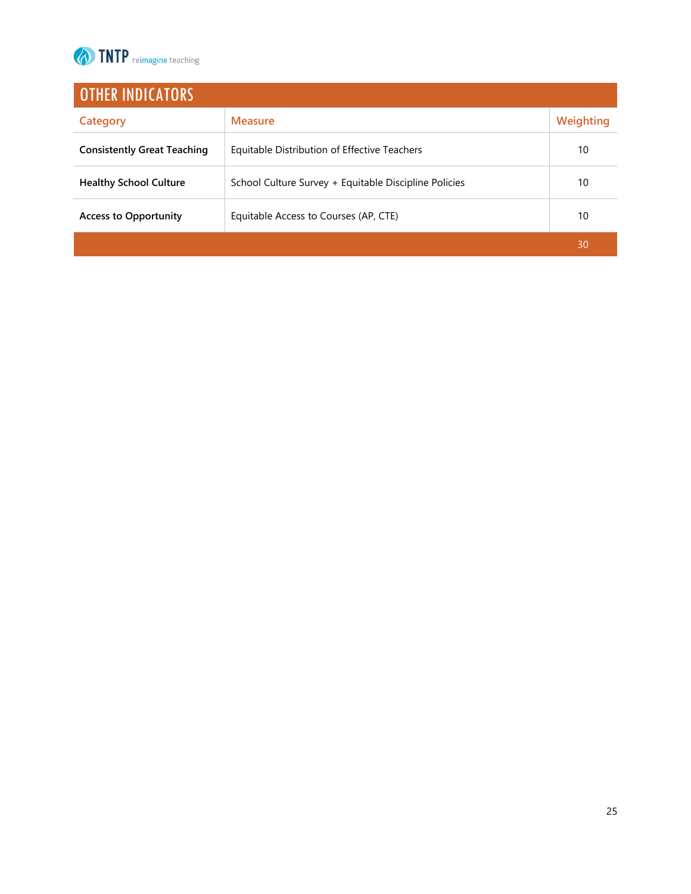## OTHER INDICATORS

| Category | Measure | Weighting |
|---|---|---|
| **Consistently Great Teaching** | Equitable Distribution of Effective Teachers | 10 |
| **Healthy School Culture** | School Culture Survey + Equitable Discipline Policies | 10 |
| **Access to Opportunity** | Equitable Access to Courses (AP, CTE) | 10 |
| | | 30 |